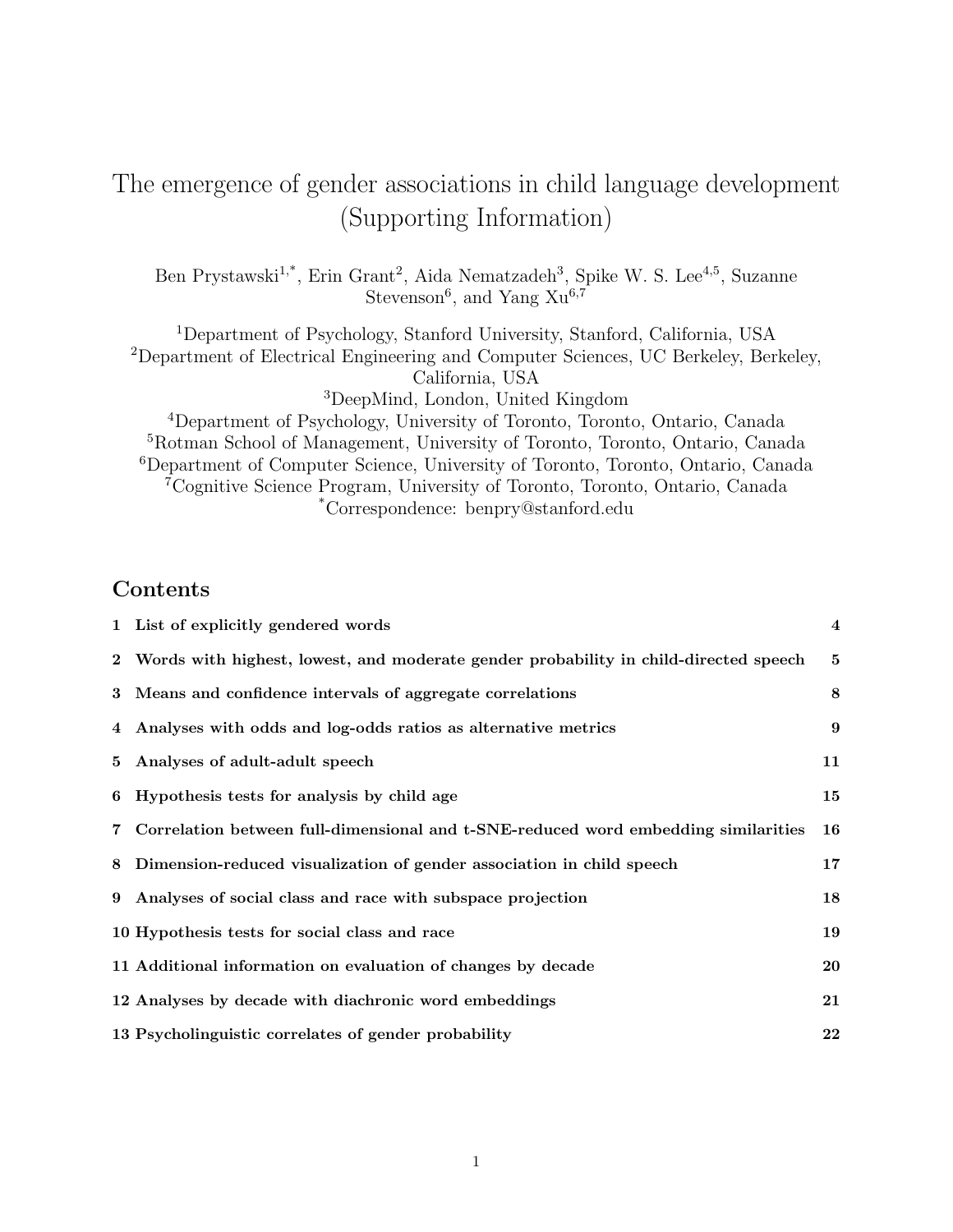# The emergence of gender associations in child language development (Supporting Information)

Ben Prystawski[1,*], Erin Grant[2], Aida Nematzadeh[3], Spike W. S. Lee[4,5], Suzanne Stevenson[6], and Yang Xu[6,7]

[1]Department of Psychology, Stanford University, Stanford, California, USA
[2]Department of Electrical Engineering and Computer Sciences, UC Berkeley, Berkeley, California, USA
[3]DeepMind, London, United Kingdom
[4]Department of Psychology, University of Toronto, Toronto, Ontario, Canada
[5]Rotman School of Management, University of Toronto, Toronto, Ontario, Canada
[6]Department of Computer Science, University of Toronto, Toronto, Ontario, Canada
[7]Cognitive Science Program, University of Toronto, Toronto, Ontario, Canada
[*]Correspondence: benpry@stanford.edu

## Contents

| | | |
|---|---|---|
| **1** | **List of explicitly gendered words** | **4** |
| **2** | **Words with highest, lowest, and moderate gender probability in child-directed speech** | **5** |
| **3** | **Means and confidence intervals of aggregate correlations** | **8** |
| **4** | **Analyses with odds and log-odds ratios as alternative metrics** | **9** |
| **5** | **Analyses of adult-adult speech** | **11** |
| **6** | **Hypothesis tests for analysis by child age** | **15** |
| **7** | **Correlation between full-dimensional and t-SNE-reduced word embedding similarities** | **16** |
| **8** | **Dimension-reduced visualization of gender association in child speech** | **17** |
| **9** | **Analyses of social class and race with subspace projection** | **18** |
| **10** | **Hypothesis tests for social class and race** | **19** |
| **11** | **Additional information on evaluation of changes by decade** | **20** |
| **12** | **Analyses by decade with diachronic word embeddings** | **21** |
| **13** | **Psycholinguistic correlates of gender probability** | **22** |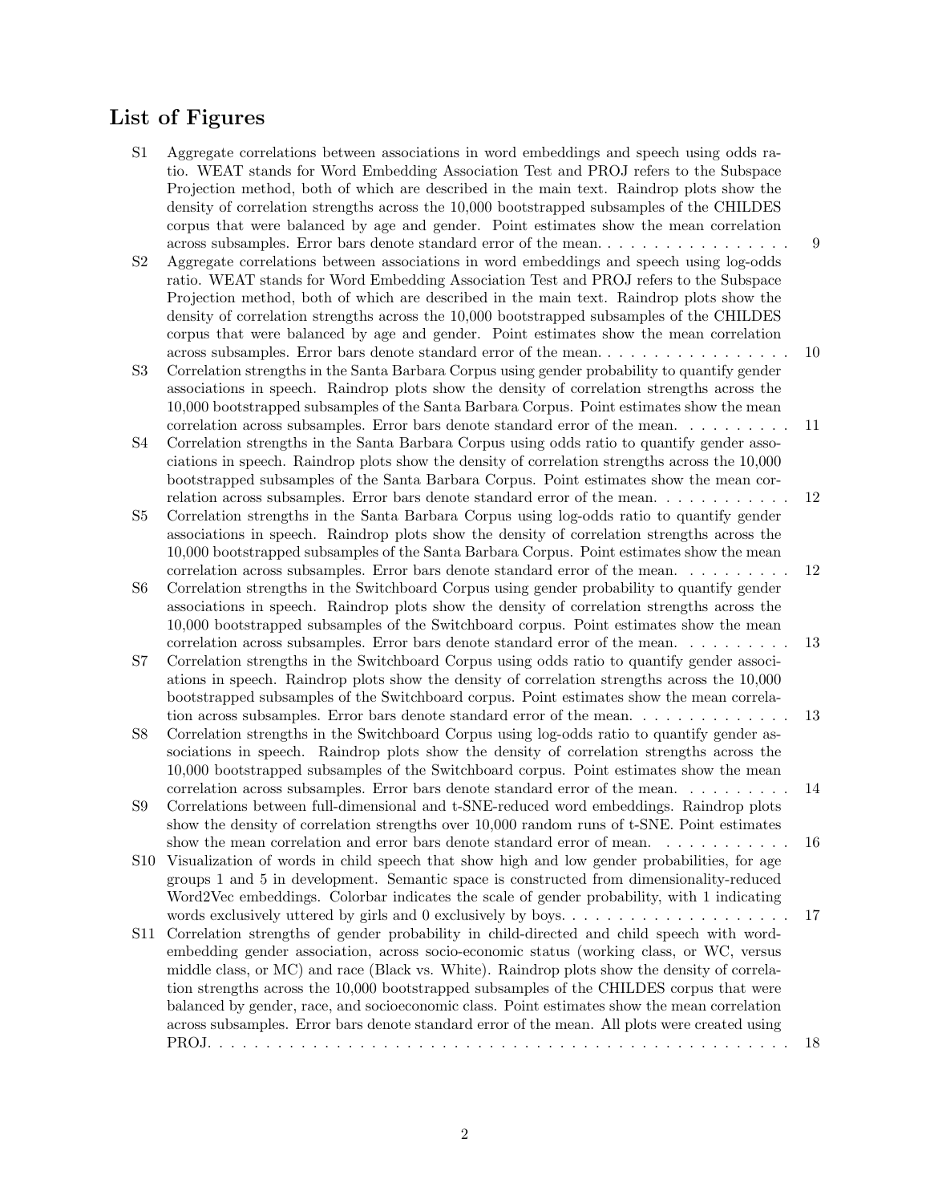## List of Figures

- S1 Aggregate correlations between associations in word embeddings and speech using odds ratio. WEAT stands for Word Embedding Association Test and PROJ refers to the Subspace Projection method, both of which are described in the main text. Raindrop plots show the density of correlation strengths across the 10,000 bootstrapped subsamples of the CHILDES corpus that were balanced by age and gender. Point estimates show the mean correlation across subsamples. Error bars denote standard error of the mean. . . . . . . . . . . . . . . . . . 9
- S2 Aggregate correlations between associations in word embeddings and speech using log-odds ratio. WEAT stands for Word Embedding Association Test and PROJ refers to the Subspace Projection method, both of which are described in the main text. Raindrop plots show the density of correlation strengths across the 10,000 bootstrapped subsamples of the CHILDES corpus that were balanced by age and gender. Point estimates show the mean correlation across subsamples. Error bars denote standard error of the mean. . . . . . . . . . . . . . . . . . 10
- S3 Correlation strengths in the Santa Barbara Corpus using gender probability to quantify gender associations in speech. Raindrop plots show the density of correlation strengths across the 10,000 bootstrapped subsamples of the Santa Barbara Corpus. Point estimates show the mean correlation across subsamples. Error bars denote standard error of the mean. . . . . . . . . . 11
- S4 Correlation strengths in the Santa Barbara Corpus using odds ratio to quantify gender associations in speech. Raindrop plots show the density of correlation strengths across the 10,000 bootstrapped subsamples of the Santa Barbara Corpus. Point estimates show the mean correlation across subsamples. Error bars denote standard error of the mean. . . . . . . . . . . . 12
- S5 Correlation strengths in the Santa Barbara Corpus using log-odds ratio to quantify gender associations in speech. Raindrop plots show the density of correlation strengths across the 10,000 bootstrapped subsamples of the Santa Barbara Corpus. Point estimates show the mean correlation across subsamples. Error bars denote standard error of the mean. . . . . . . . . . 12
- S6 Correlation strengths in the Switchboard Corpus using gender probability to quantify gender associations in speech. Raindrop plots show the density of correlation strengths across the 10,000 bootstrapped subsamples of the Switchboard corpus. Point estimates show the mean correlation across subsamples. Error bars denote standard error of the mean. . . . . . . . . . 13
- S7 Correlation strengths in the Switchboard Corpus using odds ratio to quantify gender associations in speech. Raindrop plots show the density of correlation strengths across the 10,000 bootstrapped subsamples of the Switchboard corpus. Point estimates show the mean correlation across subsamples. Error bars denote standard error of the mean. . . . . . . . . . . . . . 13
- S8 Correlation strengths in the Switchboard Corpus using log-odds ratio to quantify gender associations in speech. Raindrop plots show the density of correlation strengths across the 10,000 bootstrapped subsamples of the Switchboard corpus. Point estimates show the mean correlation across subsamples. Error bars denote standard error of the mean. . . . . . . . . . 14
- S9 Correlations between full-dimensional and t-SNE-reduced word embeddings. Raindrop plots show the density of correlation strengths over 10,000 random runs of t-SNE. Point estimates show the mean correlation and error bars denote standard error of mean. . . . . . . . . . . . 16
- S10 Visualization of words in child speech that show high and low gender probabilities, for age groups 1 and 5 in development. Semantic space is constructed from dimensionality-reduced Word2Vec embeddings. Colorbar indicates the scale of gender probability, with 1 indicating words exclusively uttered by girls and 0 exclusively by boys. . . . . . . . . . . . . . . . . . . . . 17
- S11 Correlation strengths of gender probability in child-directed and child speech with word-embedding gender association, across socio-economic status (working class, or WC, versus middle class, or MC) and race (Black vs. White). Raindrop plots show the density of correlation strengths across the 10,000 bootstrapped subsamples of the CHILDES corpus that were balanced by gender, race, and socioeconomic class. Point estimates show the mean correlation across subsamples. Error bars denote standard error of the mean. All plots were created using PROJ. . . . . . . . . . . . . . . . . . . . . . . . . . . . . . . . . . . . . . . . . . . . . . . . 18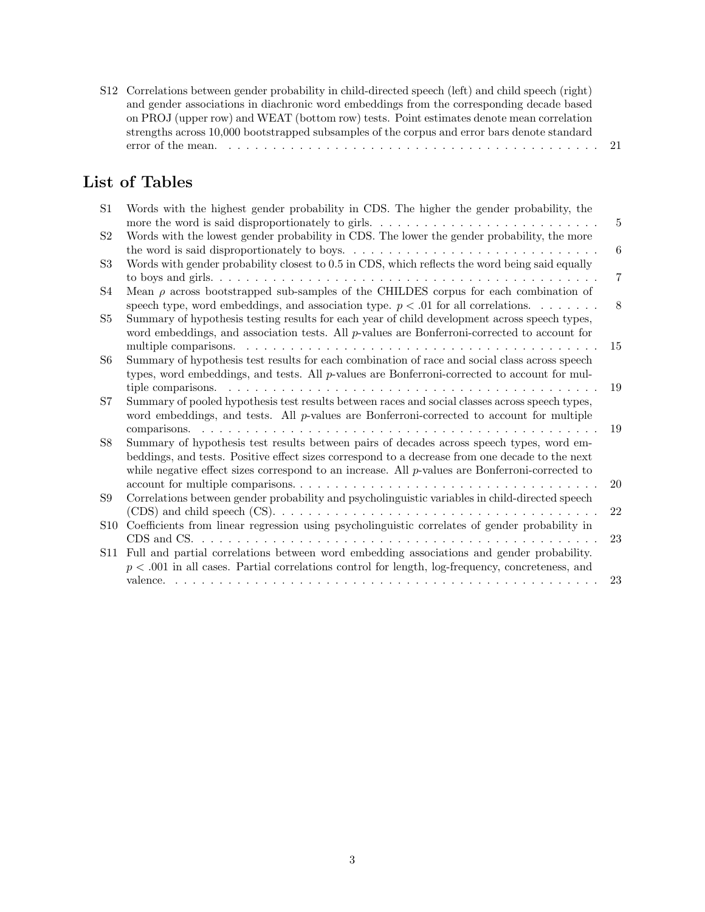S12 Correlations between gender probability in child-directed speech (left) and child speech (right) and gender associations in diachronic word embeddings from the corresponding decade based on PROJ (upper row) and WEAT (bottom row) tests. Point estimates denote mean correlation strengths across 10,000 bootstrapped subsamples of the corpus and error bars denote standard error of the mean. . . . . . . . . . . . . . . . . . . . . . . . . . . . . . . . . . . . . . . . . . 21

## List of Tables

- S1 Words with the highest gender probability in CDS. The higher the gender probability, the more the word is said disproportionately to girls. . . . . . . . . . . . . . . . . . . . . . . . . . 5
- S2 Words with the lowest gender probability in CDS. The lower the gender probability, the more the word is said disproportionately to boys. . . . . . . . . . . . . . . . . . . . . . . . . . . . . 6
- S3 Words with gender probability closest to 0.5 in CDS, which reflects the word being said equally to boys and girls. . . . . . . . . . . . . . . . . . . . . . . . . . . . . . . . . . . . . . . . . . . . 7
- S4 Mean $\rho$ across bootstrapped sub-samples of the CHILDES corpus for each combination of speech type, word embeddings, and association type. $p < .01$ for all correlations. . . . . . . . 8
- S5 Summary of hypothesis testing results for each year of child development across speech types, word embeddings, and association tests. All $p$-values are Bonferroni-corrected to account for multiple comparisons. . . . . . . . . . . . . . . . . . . . . . . . . . . . . . . . . . . . . . . . . 15
- S6 Summary of hypothesis test results for each combination of race and social class across speech types, word embeddings, and tests. All $p$-values are Bonferroni-corrected to account for multiple comparisons. . . . . . . . . . . . . . . . . . . . . . . . . . . . . . . . . . . . . . . . . 19
- S7 Summary of pooled hypothesis test results between races and social classes across speech types, word embeddings, and tests. All $p$-values are Bonferroni-corrected to account for multiple comparisons. . . . . . . . . . . . . . . . . . . . . . . . . . . . . . . . . . . . . . . . . . . . 19
- S8 Summary of hypothesis test results between pairs of decades across speech types, word embeddings, and tests. Positive effect sizes correspond to a decrease from one decade to the next while negative effect sizes correspond to an increase. All $p$-values are Bonferroni-corrected to account for multiple comparisons. . . . . . . . . . . . . . . . . . . . . . . . . . . . . . . . . . 20
- S9 Correlations between gender probability and psycholinguistic variables in child-directed speech (CDS) and child speech (CS). . . . . . . . . . . . . . . . . . . . . . . . . . . . . . . . . . . . . 22
- S10 Coefficients from linear regression using psycholinguistic correlates of gender probability in CDS and CS. . . . . . . . . . . . . . . . . . . . . . . . . . . . . . . . . . . . . . . . . . . . . . 23
- S11 Full and partial correlations between word embedding associations and gender probability. $p < .001$ in all cases. Partial correlations control for length, log-frequency, concreteness, and valence. . . . . . . . . . . . . . . . . . . . . . . . . . . . . . . . . . . . . . . . . . . . . . . . . 23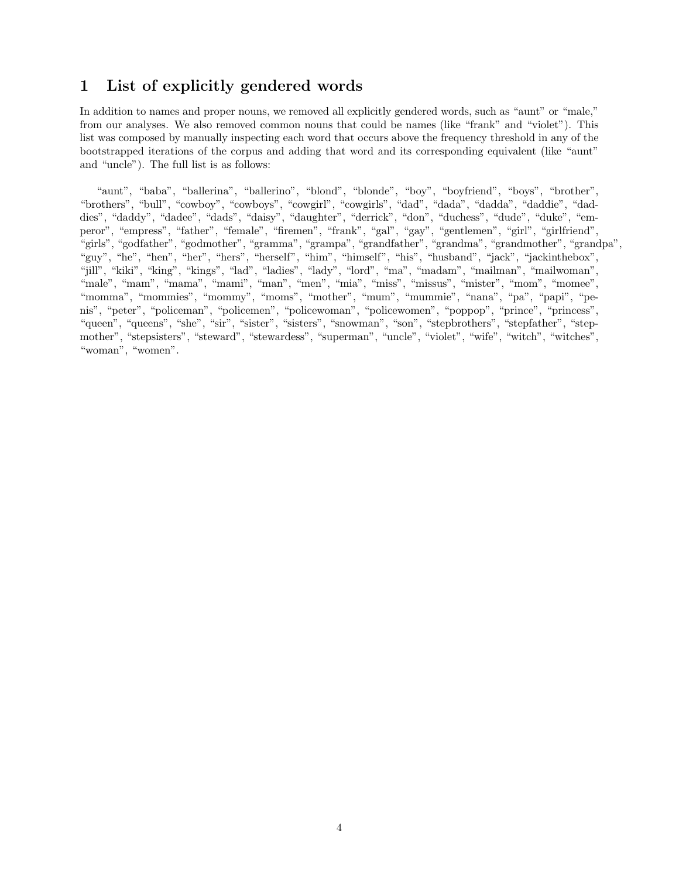# 1 List of explicitly gendered words

In addition to names and proper nouns, we removed all explicitly gendered words, such as "aunt" or "male," from our analyses. We also removed common nouns that could be names (like "frank" and "violet"). This list was composed by manually inspecting each word that occurs above the frequency threshold in any of the bootstrapped iterations of the corpus and adding that word and its corresponding equivalent (like "aunt" and "uncle"). The full list is as follows:

"aunt", "baba", "ballerina", "ballerino", "blond", "blonde", "boy", "boyfriend", "boys", "brother", "brothers", "bull", "cowboy", "cowboys", "cowgirl", "cowgirls", "dad", "dada", "dadda", "daddie", "daddies", "daddy", "dadee", "dads", "daisy", "daughter", "derrick", "don", "duchess", "dude", "duke", "emperor", "empress", "father", "female", "firemen", "frank", "gal", "gay", "gentlemen", "girl", "girlfriend", "girls", "godfather", "godmother", "gramma", "grampa", "grandfather", "grandma", "grandmother", "grandpa", "guy", "he", "hen", "her", "hers", "herself", "him", "himself", "his", "husband", "jack", "jackinthebox", "jill", "kiki", "king", "kings", "lad", "ladies", "lady", "lord", "ma", "madam", "mailman", "mailwoman", "male", "mam", "mama", "mami", "man", "men", "mia", "miss", "missus", "mister", "mom", "momee", "momma", "mommies", "mommy", "moms", "mother", "mum", "mummie", "nana", "pa", "papi", "penis", "peter", "policeman", "policemen", "policewoman", "policewomen", "poppop", "prince", "princess", "queen", "queens", "she", "sir", "sister", "sisters", "snowman", "son", "stepbrothers", "stepfather", "stepmother", "stepsisters", "steward", "stewardess", "superman", "uncle", "violet", "wife", "witch", "witches", "woman", "women".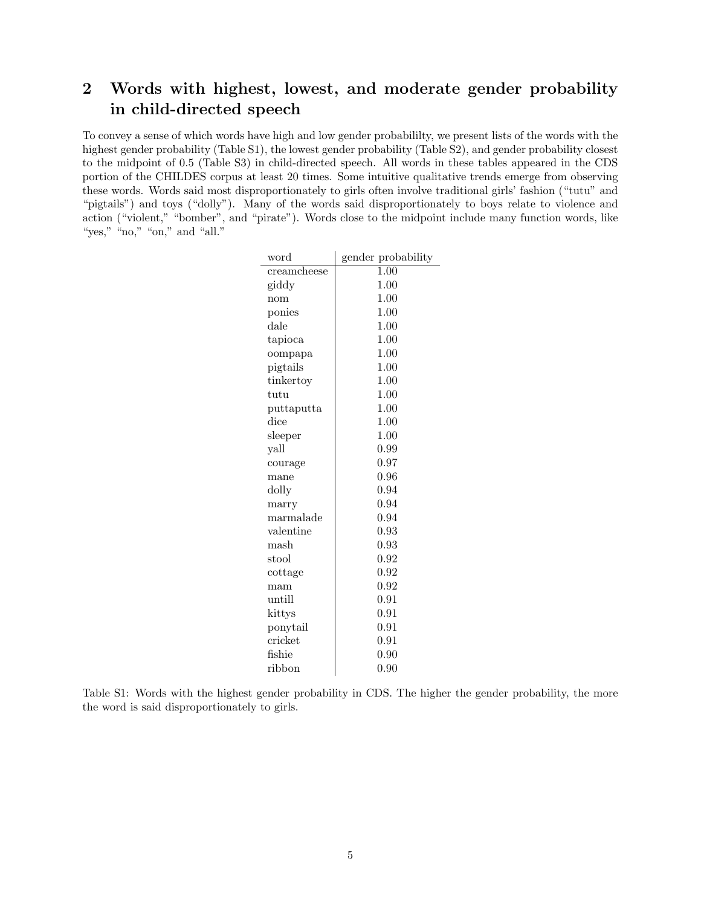## 2 Words with highest, lowest, and moderate gender probability in child-directed speech

To convey a sense of which words have high and low gender probabililty, we present lists of the words with the highest gender probability (Table S1), the lowest gender probability (Table S2), and gender probability closest to the midpoint of 0.5 (Table S3) in child-directed speech. All words in these tables appeared in the CDS portion of the CHILDES corpus at least 20 times. Some intuitive qualitative trends emerge from observing these words. Words said most disproportionately to girls often involve traditional girls' fashion ("tutu" and "pigtails") and toys ("dolly"). Many of the words said disproportionately to boys relate to violence and action ("violent," "bomber", and "pirate"). Words close to the midpoint include many function words, like "yes," "no," "on," and "all."

| word | gender probability |
|---|---|
| creamcheese | 1.00 |
| giddy | 1.00 |
| nom | 1.00 |
| ponies | 1.00 |
| dale | 1.00 |
| tapioca | 1.00 |
| oompapa | 1.00 |
| pigtails | 1.00 |
| tinkertoy | 1.00 |
| tutu | 1.00 |
| puttaputta | 1.00 |
| dice | 1.00 |
| sleeper | 1.00 |
| yall | 0.99 |
| courage | 0.97 |
| mane | 0.96 |
| dolly | 0.94 |
| marry | 0.94 |
| marmalade | 0.94 |
| valentine | 0.93 |
| mash | 0.93 |
| stool | 0.92 |
| cottage | 0.92 |
| mam | 0.92 |
| untill | 0.91 |
| kittys | 0.91 |
| ponytail | 0.91 |
| cricket | 0.91 |
| fishie | 0.90 |
| ribbon | 0.90 |

Table S1: Words with the highest gender probability in CDS. The higher the gender probability, the more the word is said disproportionately to girls.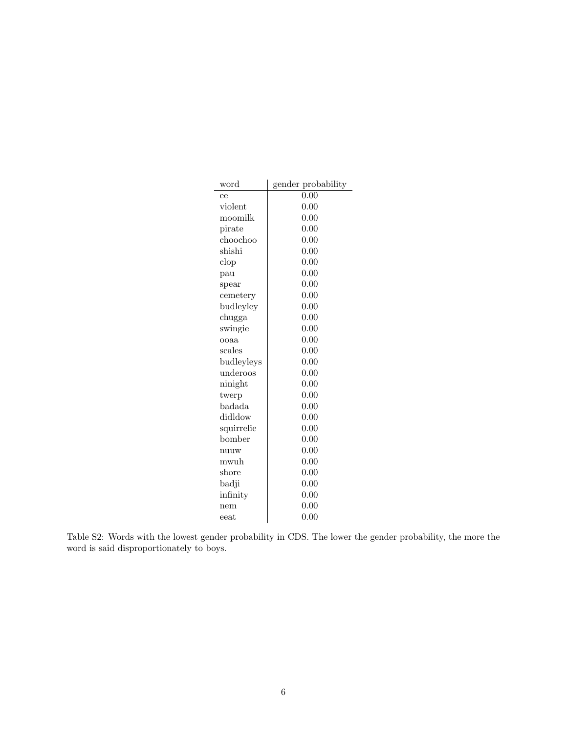| word | gender probability |
| --- | --- |
| ee | 0.00 |
| violent | 0.00 |
| moomilk | 0.00 |
| pirate | 0.00 |
| choochoo | 0.00 |
| shishi | 0.00 |
| clop | 0.00 |
| pau | 0.00 |
| spear | 0.00 |
| cemetery | 0.00 |
| budleyley | 0.00 |
| chugga | 0.00 |
| swingie | 0.00 |
| ooaa | 0.00 |
| scales | 0.00 |
| budleyleys | 0.00 |
| underoos | 0.00 |
| ninight | 0.00 |
| twerp | 0.00 |
| badada | 0.00 |
| didldow | 0.00 |
| squirrelie | 0.00 |
| bomber | 0.00 |
| nuuw | 0.00 |
| mwuh | 0.00 |
| shore | 0.00 |
| badji | 0.00 |
| infinity | 0.00 |
| nem | 0.00 |
| eeat | 0.00 |

Table S2: Words with the lowest gender probability in CDS. The lower the gender probability, the more the word is said disproportionately to boys.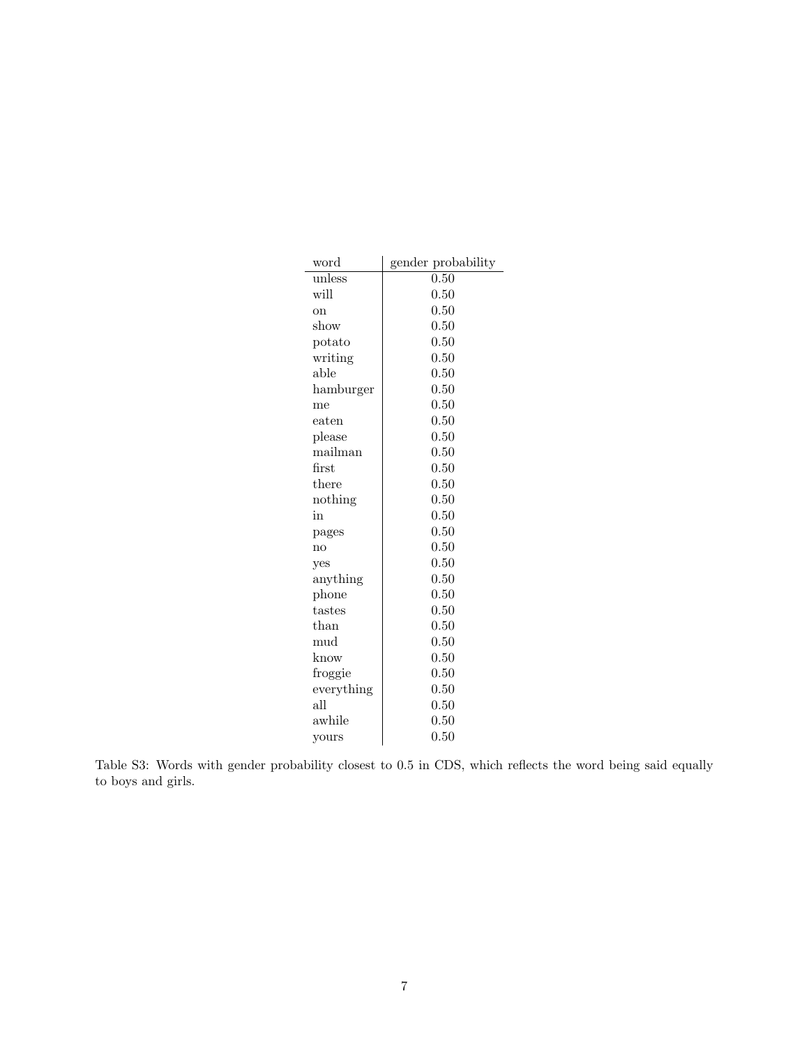| word | gender probability |
|---|---|
| unless | 0.50 |
| will | 0.50 |
| on | 0.50 |
| show | 0.50 |
| potato | 0.50 |
| writing | 0.50 |
| able | 0.50 |
| hamburger | 0.50 |
| me | 0.50 |
| eaten | 0.50 |
| please | 0.50 |
| mailman | 0.50 |
| first | 0.50 |
| there | 0.50 |
| nothing | 0.50 |
| in | 0.50 |
| pages | 0.50 |
| no | 0.50 |
| yes | 0.50 |
| anything | 0.50 |
| phone | 0.50 |
| tastes | 0.50 |
| than | 0.50 |
| mud | 0.50 |
| know | 0.50 |
| froggie | 0.50 |
| everything | 0.50 |
| all | 0.50 |
| awhile | 0.50 |
| yours | 0.50 |

Table S3: Words with gender probability closest to 0.5 in CDS, which reflects the word being said equally to boys and girls.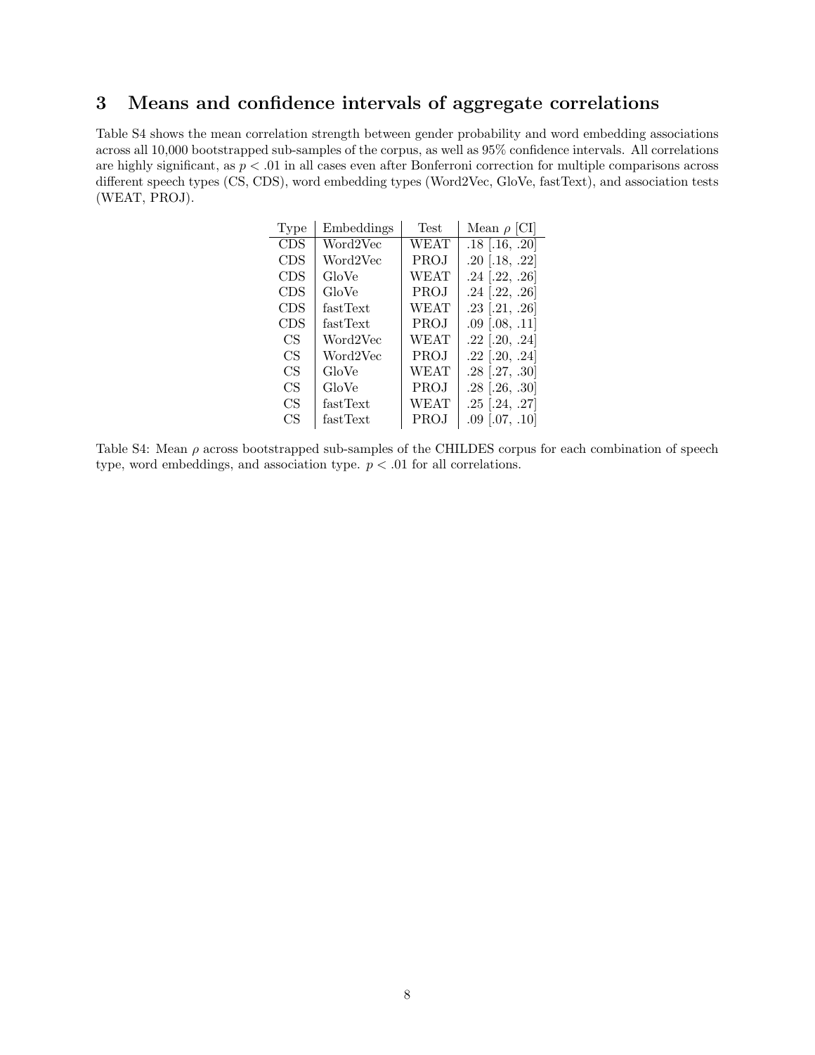## 3 Means and confidence intervals of aggregate correlations

Table S4 shows the mean correlation strength between gender probability and word embedding associations across all 10,000 bootstrapped sub-samples of the corpus, as well as 95% confidence intervals. All correlations are highly significant, as $p < .01$ in all cases even after Bonferroni correction for multiple comparisons across different speech types (CS, CDS), word embedding types (Word2Vec, GloVe, fastText), and association tests (WEAT, PROJ).

| Type | Embeddings | Test | Mean $\rho$ [CI] |
|---|---|---|---|
| CDS | Word2Vec | WEAT | .18 [.16, .20] |
| CDS | Word2Vec | PROJ | .20 [.18, .22] |
| CDS | GloVe | WEAT | .24 [.22, .26] |
| CDS | GloVe | PROJ | .24 [.22, .26] |
| CDS | fastText | WEAT | .23 [.21, .26] |
| CDS | fastText | PROJ | .09 [.08, .11] |
| CS | Word2Vec | WEAT | .22 [.20, .24] |
| CS | Word2Vec | PROJ | .22 [.20, .24] |
| CS | GloVe | WEAT | .28 [.27, .30] |
| CS | GloVe | PROJ | .28 [.26, .30] |
| CS | fastText | WEAT | .25 [.24, .27] |
| CS | fastText | PROJ | .09 [.07, .10] |

Table S4: Mean $\rho$ across bootstrapped sub-samples of the CHILDES corpus for each combination of speech type, word embeddings, and association type. $p < .01$ for all correlations.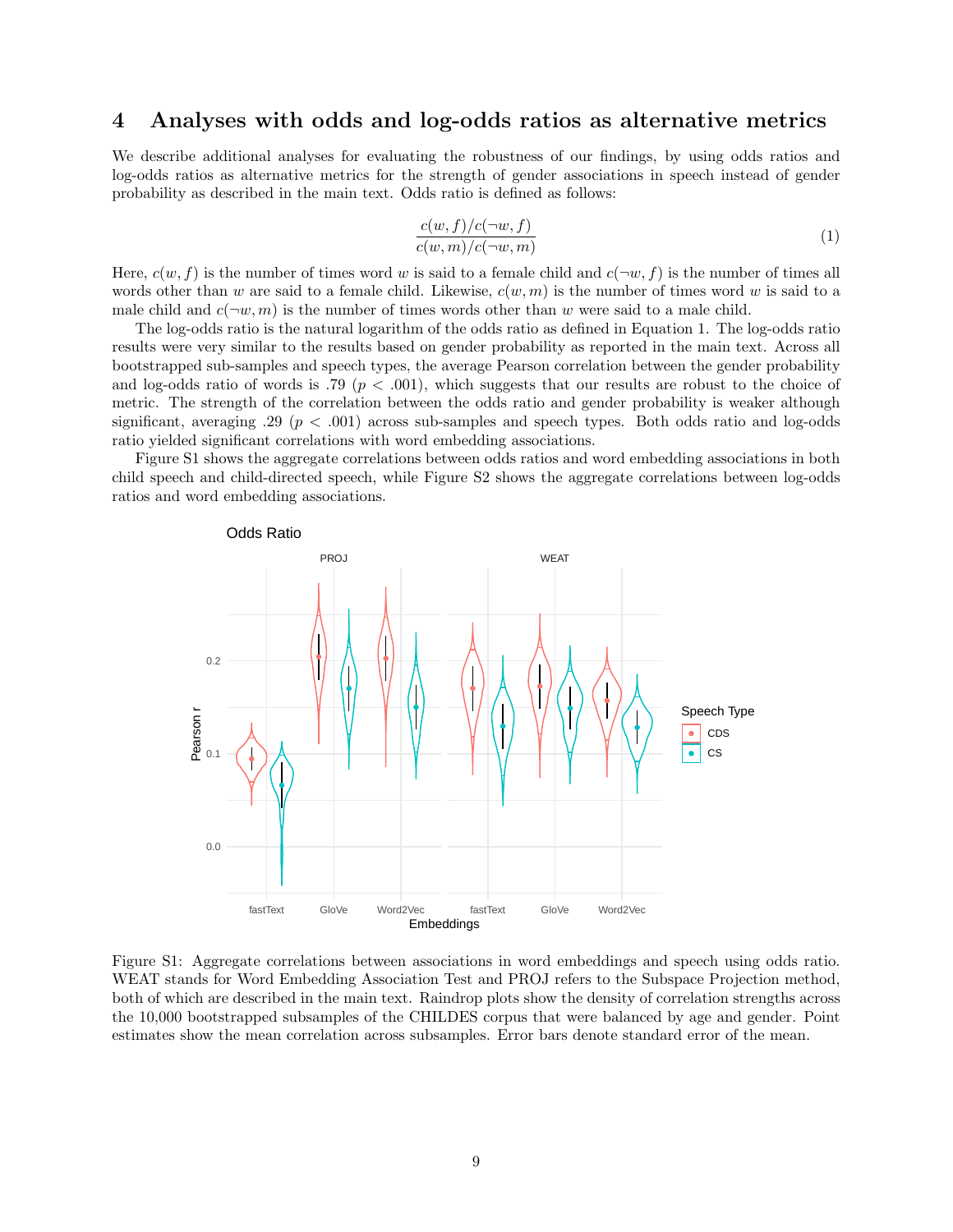## 4 Analyses with odds and log-odds ratios as alternative metrics

We describe additional analyses for evaluating the robustness of our findings, by using odds ratios and log-odds ratios as alternative metrics for the strength of gender associations in speech instead of gender probability as described in the main text. Odds ratio is defined as follows:

$$\frac{c(w,f)/c(\neg w,f)}{c(w,m)/c(\neg w,m)} \tag{1}$$

Here, $c(w, f)$ is the number of times word $w$ is said to a female child and $c(\neg w, f)$ is the number of times all words other than $w$ are said to a female child. Likewise, $c(w, m)$ is the number of times word $w$ is said to a male child and $c(\neg w, m)$ is the number of times words other than $w$ were said to a male child.

The log-odds ratio is the natural logarithm of the odds ratio as defined in Equation 1. The log-odds ratio results were very similar to the results based on gender probability as reported in the main text. Across all bootstrapped sub-samples and speech types, the average Pearson correlation between the gender probability and log-odds ratio of words is .79 ($p < .001$), which suggests that our results are robust to the choice of metric. The strength of the correlation between the odds ratio and gender probability is weaker although significant, averaging .29 ($p < .001$) across sub-samples and speech types. Both odds ratio and log-odds ratio yielded significant correlations with word embedding associations.

Figure S1 shows the aggregate correlations between odds ratios and word embedding associations in both child speech and child-directed speech, while Figure S2 shows the aggregate correlations between log-odds ratios and word embedding associations.

Figure S1: Aggregate correlations between associations in word embeddings and speech using odds ratio. WEAT stands for Word Embedding Association Test and PROJ refers to the Subspace Projection method, both of which are described in the main text. Raindrop plots show the density of correlation strengths across the 10,000 bootstrapped subsamples of the CHILDES corpus that were balanced by age and gender. Point estimates show the mean correlation across subsamples. Error bars denote standard error of the mean.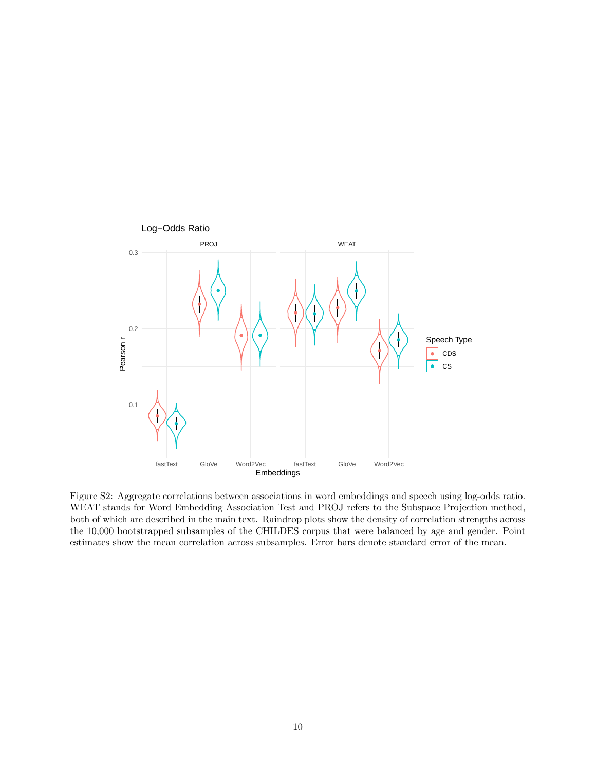Figure S2: Aggregate correlations between associations in word embeddings and speech using log-odds ratio. WEAT stands for Word Embedding Association Test and PROJ refers to the Subspace Projection method, both of which are described in the main text. Raindrop plots show the density of correlation strengths across the 10,000 bootstrapped subsamples of the CHILDES corpus that were balanced by age and gender. Point estimates show the mean correlation across subsamples. Error bars denote standard error of the mean.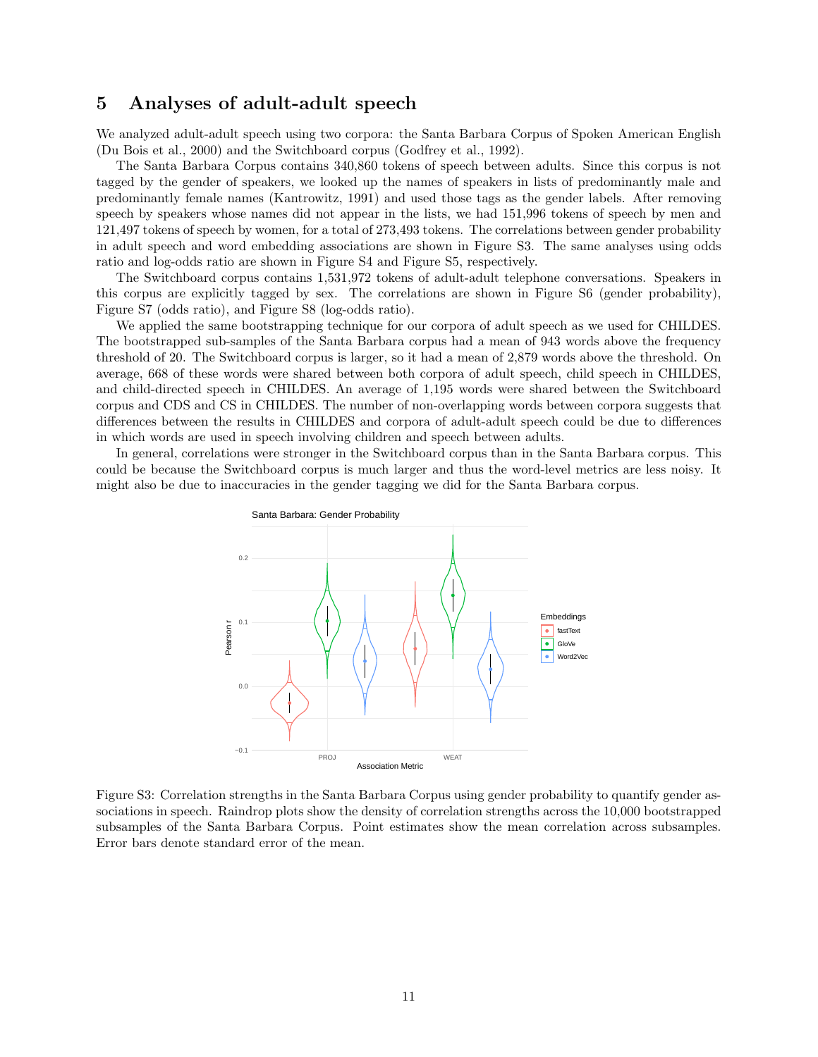# 5 Analyses of adult-adult speech

We analyzed adult-adult speech using two corpora: the Santa Barbara Corpus of Spoken American English (Du Bois et al., 2000) and the Switchboard corpus (Godfrey et al., 1992).

The Santa Barbara Corpus contains 340,860 tokens of speech between adults. Since this corpus is not tagged by the gender of speakers, we looked up the names of speakers in lists of predominantly male and predominantly female names (Kantrowitz, 1991) and used those tags as the gender labels. After removing speech by speakers whose names did not appear in the lists, we had 151,996 tokens of speech by men and 121,497 tokens of speech by women, for a total of 273,493 tokens. The correlations between gender probability in adult speech and word embedding associations are shown in Figure S3. The same analyses using odds ratio and log-odds ratio are shown in Figure S4 and Figure S5, respectively.

The Switchboard corpus contains 1,531,972 tokens of adult-adult telephone conversations. Speakers in this corpus are explicitly tagged by sex. The correlations are shown in Figure S6 (gender probability), Figure S7 (odds ratio), and Figure S8 (log-odds ratio).

We applied the same bootstrapping technique for our corpora of adult speech as we used for CHILDES. The bootstrapped sub-samples of the Santa Barbara corpus had a mean of 943 words above the frequency threshold of 20. The Switchboard corpus is larger, so it had a mean of 2,879 words above the threshold. On average, 668 of these words were shared between both corpora of adult speech, child speech in CHILDES, and child-directed speech in CHILDES. An average of 1,195 words were shared between the Switchboard corpus and CDS and CS in CHILDES. The number of non-overlapping words between corpora suggests that differences between the results in CHILDES and corpora of adult-adult speech could be due to differences in which words are used in speech involving children and speech between adults.

In general, correlations were stronger in the Switchboard corpus than in the Santa Barbara corpus. This could be because the Switchboard corpus is much larger and thus the word-level metrics are less noisy. It might also be due to inaccuracies in the gender tagging we did for the Santa Barbara corpus.

Figure S3: Correlation strengths in the Santa Barbara Corpus using gender probability to quantify gender associations in speech. Raindrop plots show the density of correlation strengths across the 10,000 bootstrapped subsamples of the Santa Barbara Corpus. Point estimates show the mean correlation across subsamples. Error bars denote standard error of the mean.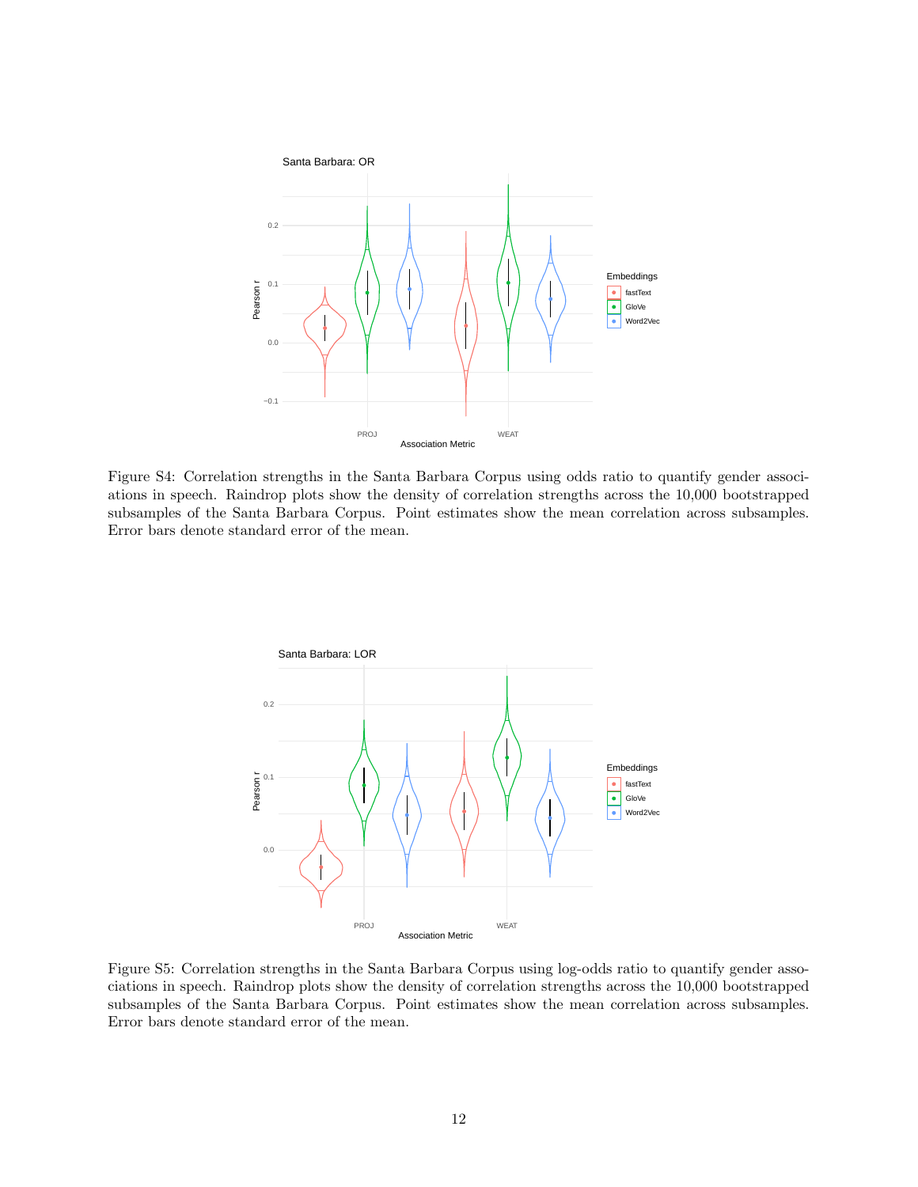Figure S4: Correlation strengths in the Santa Barbara Corpus using odds ratio to quantify gender associations in speech. Raindrop plots show the density of correlation strengths across the 10,000 bootstrapped subsamples of the Santa Barbara Corpus. Point estimates show the mean correlation across subsamples. Error bars denote standard error of the mean.

Figure S5: Correlation strengths in the Santa Barbara Corpus using log-odds ratio to quantify gender associations in speech. Raindrop plots show the density of correlation strengths across the 10,000 bootstrapped subsamples of the Santa Barbara Corpus. Point estimates show the mean correlation across subsamples. Error bars denote standard error of the mean.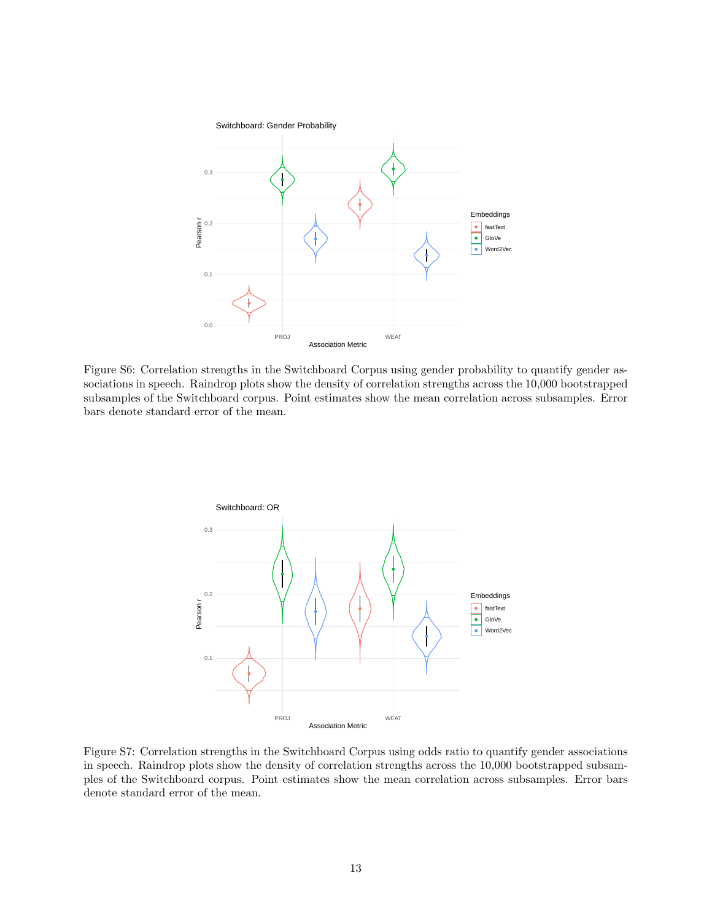Figure S6: Correlation strengths in the Switchboard Corpus using gender probability to quantify gender associations in speech. Raindrop plots show the density of correlation strengths across the 10,000 bootstrapped subsamples of the Switchboard corpus. Point estimates show the mean correlation across subsamples. Error bars denote standard error of the mean.

Figure S7: Correlation strengths in the Switchboard Corpus using odds ratio to quantify gender associations in speech. Raindrop plots show the density of correlation strengths across the 10,000 bootstrapped subsamples of the Switchboard corpus. Point estimates show the mean correlation across subsamples. Error bars denote standard error of the mean.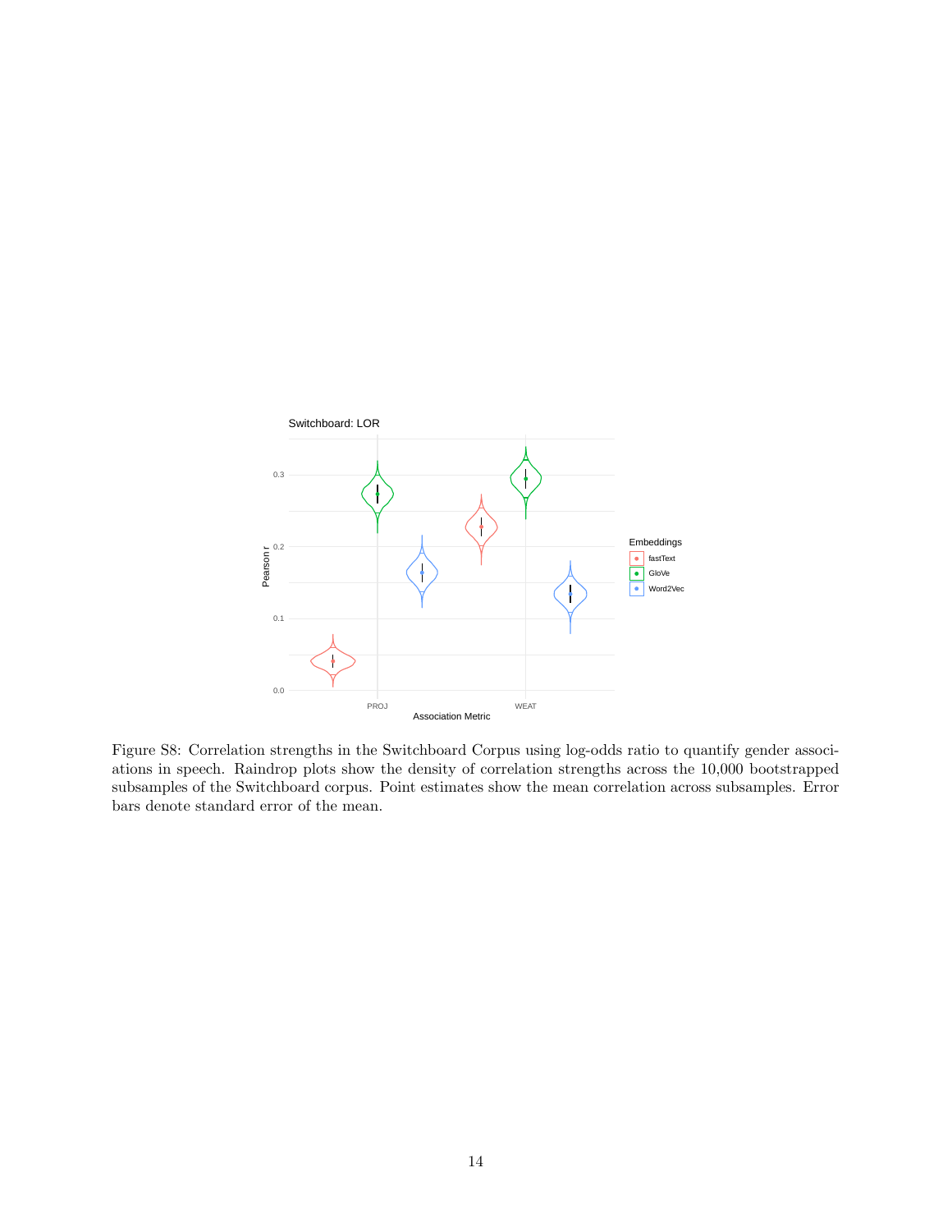Figure S8: Correlation strengths in the Switchboard Corpus using log-odds ratio to quantify gender associations in speech. Raindrop plots show the density of correlation strengths across the 10,000 bootstrapped subsamples of the Switchboard corpus. Point estimates show the mean correlation across subsamples. Error bars denote standard error of the mean.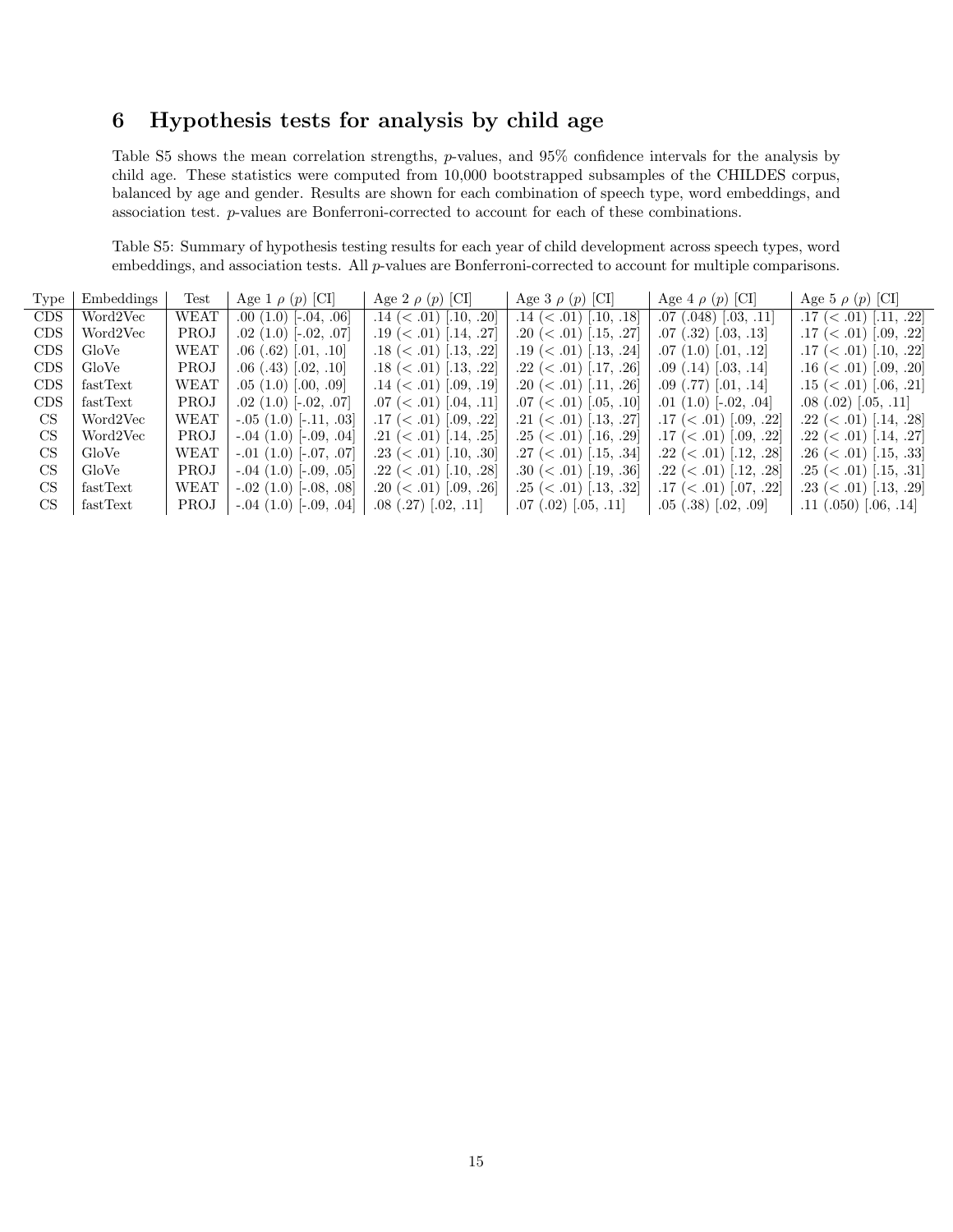## 6 Hypothesis tests for analysis by child age

Table S5 shows the mean correlation strengths, $p$-values, and 95% confidence intervals for the analysis by child age. These statistics were computed from 10,000 bootstrapped subsamples of the CHILDES corpus, balanced by age and gender. Results are shown for each combination of speech type, word embeddings, and association test. $p$-values are Bonferroni-corrected to account for each of these combinations.

Table S5: Summary of hypothesis testing results for each year of child development across speech types, word embeddings, and association tests. All $p$-values are Bonferroni-corrected to account for multiple comparisons.

| Type | Embeddings | Test | Age 1 $\rho$ ($p$) [CI] | Age 2 $\rho$ ($p$) [CI] | Age 3 $\rho$ ($p$) [CI] | Age 4 $\rho$ ($p$) [CI] | Age 5 $\rho$ ($p$) [CI] |
|---|---|---|---|---|---|---|---|
| CDS | Word2Vec | WEAT | .00 (1.0) [-.04, .06] | .14 (< .01) [.10, .20] | .14 (< .01) [.10, .18] | .07 (.048) [.03, .11] | .17 (< .01) [.11, .22] |
| CDS | Word2Vec | PROJ | .02 (1.0) [-.02, .07] | .19 (< .01) [.14, .27] | .20 (< .01) [.15, .27] | .07 (.32) [.03, .13] | .17 (< .01) [.09, .22] |
| CDS | GloVe | WEAT | .06 (.62) [.01, .10] | .18 (< .01) [.13, .22] | .19 (< .01) [.13, .24] | .07 (1.0) [.01, .12] | .17 (< .01) [.10, .22] |
| CDS | GloVe | PROJ | .06 (.43) [.02, .10] | .18 (< .01) [.13, .22] | .22 (< .01) [.17, .26] | .09 (.14) [.03, .14] | .16 (< .01) [.09, .20] |
| CDS | fastText | WEAT | .05 (1.0) [.00, .09] | .14 (< .01) [.09, .19] | .20 (< .01) [.11, .26] | .09 (.77) [.01, .14] | .15 (< .01) [.06, .21] |
| CDS | fastText | PROJ | .02 (1.0) [-.02, .07] | .07 (< .01) [.04, .11] | .07 (< .01) [.05, .10] | .01 (1.0) [-.02, .04] | .08 (.02) [.05, .11] |
| CS | Word2Vec | WEAT | -.05 (1.0) [-.11, .03] | .17 (< .01) [.09, .22] | .21 (< .01) [.13, .27] | .17 (< .01) [.09, .22] | .22 (< .01) [.14, .28] |
| CS | Word2Vec | PROJ | -.04 (1.0) [-.09, .04] | .21 (< .01) [.14, .25] | .25 (< .01) [.16, .29] | .17 (< .01) [.09, .22] | .22 (< .01) [.14, .27] |
| CS | GloVe | WEAT | -.01 (1.0) [-.07, .07] | .23 (< .01) [.10, .30] | .27 (< .01) [.15, .34] | .22 (< .01) [.12, .28] | .26 (< .01) [.15, .33] |
| CS | GloVe | PROJ | -.04 (1.0) [-.09, .05] | .22 (< .01) [.10, .28] | .30 (< .01) [.19, .36] | .22 (< .01) [.12, .28] | .25 (< .01) [.15, .31] |
| CS | fastText | WEAT | -.02 (1.0) [-.08, .08] | .20 (< .01) [.09, .26] | .25 (< .01) [.13, .32] | .17 (< .01) [.07, .22] | .23 (< .01) [.13, .29] |
| CS | fastText | PROJ | -.04 (1.0) [-.09, .04] | .08 (.27) [.02, .11] | .07 (.02) [.05, .11] | .05 (.38) [.02, .09] | .11 (.050) [.06, .14] |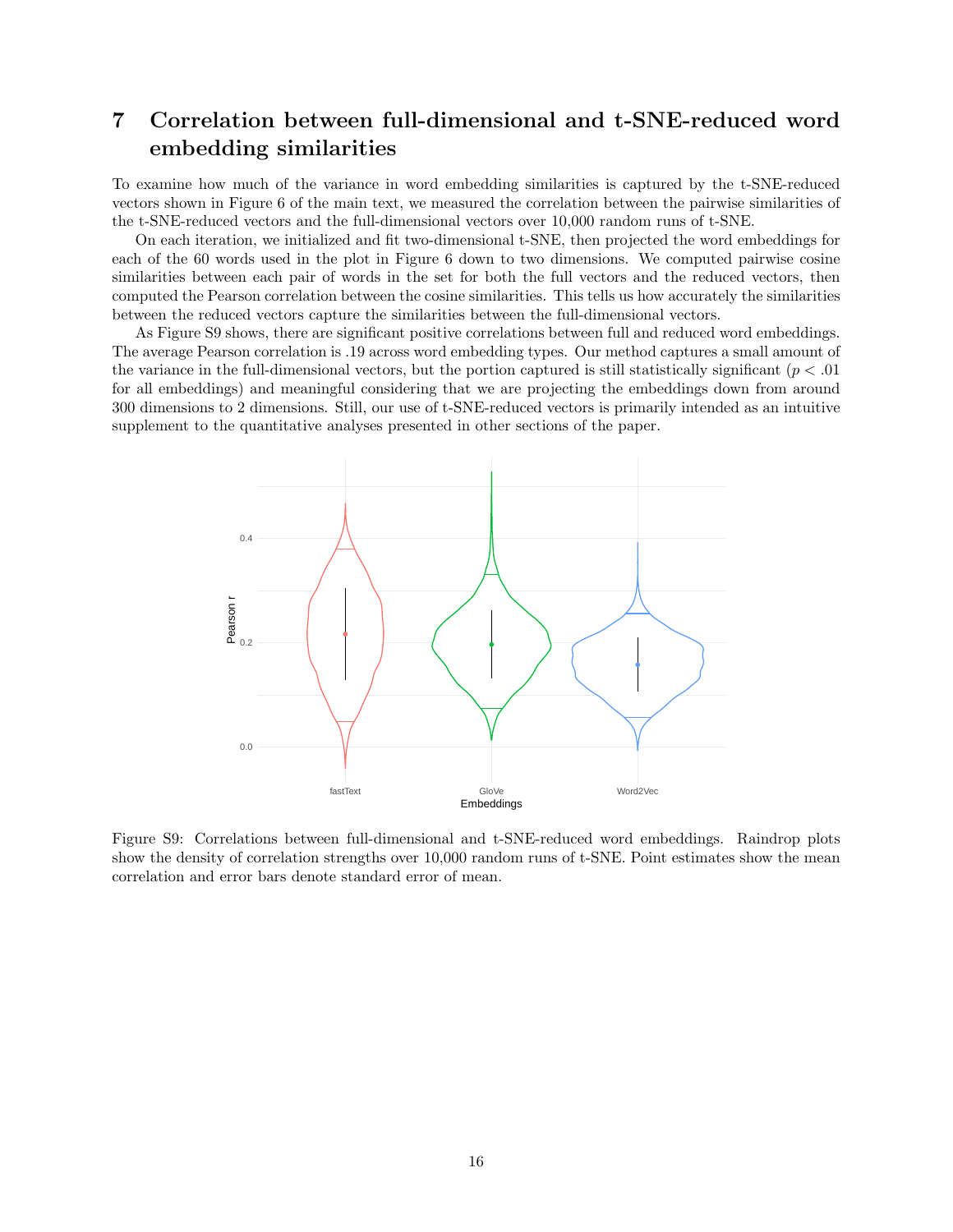## 7 Correlation between full-dimensional and t-SNE-reduced word embedding similarities

To examine how much of the variance in word embedding similarities is captured by the t-SNE-reduced vectors shown in Figure 6 of the main text, we measured the correlation between the pairwise similarities of the t-SNE-reduced vectors and the full-dimensional vectors over 10,000 random runs of t-SNE.

On each iteration, we initialized and fit two-dimensional t-SNE, then projected the word embeddings for each of the 60 words used in the plot in Figure 6 down to two dimensions. We computed pairwise cosine similarities between each pair of words in the set for both the full vectors and the reduced vectors, then computed the Pearson correlation between the cosine similarities. This tells us how accurately the similarities between the reduced vectors capture the similarities between the full-dimensional vectors.

As Figure S9 shows, there are significant positive correlations between full and reduced word embeddings. The average Pearson correlation is .19 across word embedding types. Our method captures a small amount of the variance in the full-dimensional vectors, but the portion captured is still statistically significant ($p < .01$ for all embeddings) and meaningful considering that we are projecting the embeddings down from around 300 dimensions to 2 dimensions. Still, our use of t-SNE-reduced vectors is primarily intended as an intuitive supplement to the quantitative analyses presented in other sections of the paper.

Figure S9: Correlations between full-dimensional and t-SNE-reduced word embeddings. Raindrop plots show the density of correlation strengths over 10,000 random runs of t-SNE. Point estimates show the mean correlation and error bars denote standard error of mean.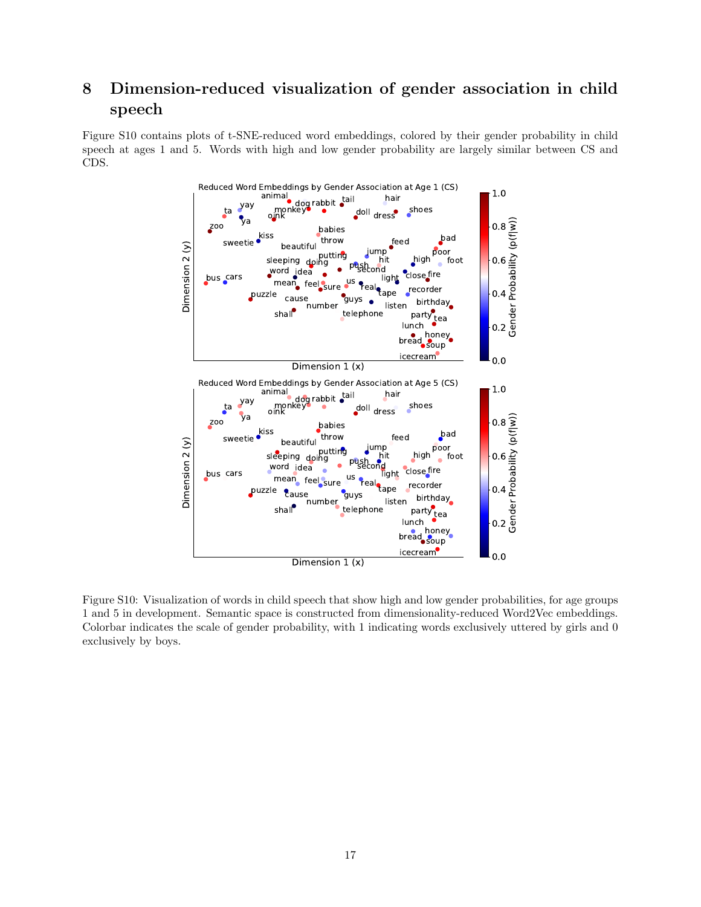# 8 Dimension-reduced visualization of gender association in child speech

Figure S10 contains plots of t-SNE-reduced word embeddings, colored by their gender probability in child speech at ages 1 and 5. Words with high and low gender probability are largely similar between CS and CDS.

Figure S10: Visualization of words in child speech that show high and low gender probabilities, for age groups 1 and 5 in development. Semantic space is constructed from dimensionality-reduced Word2Vec embeddings. Colorbar indicates the scale of gender probability, with 1 indicating words exclusively uttered by girls and 0 exclusively by boys.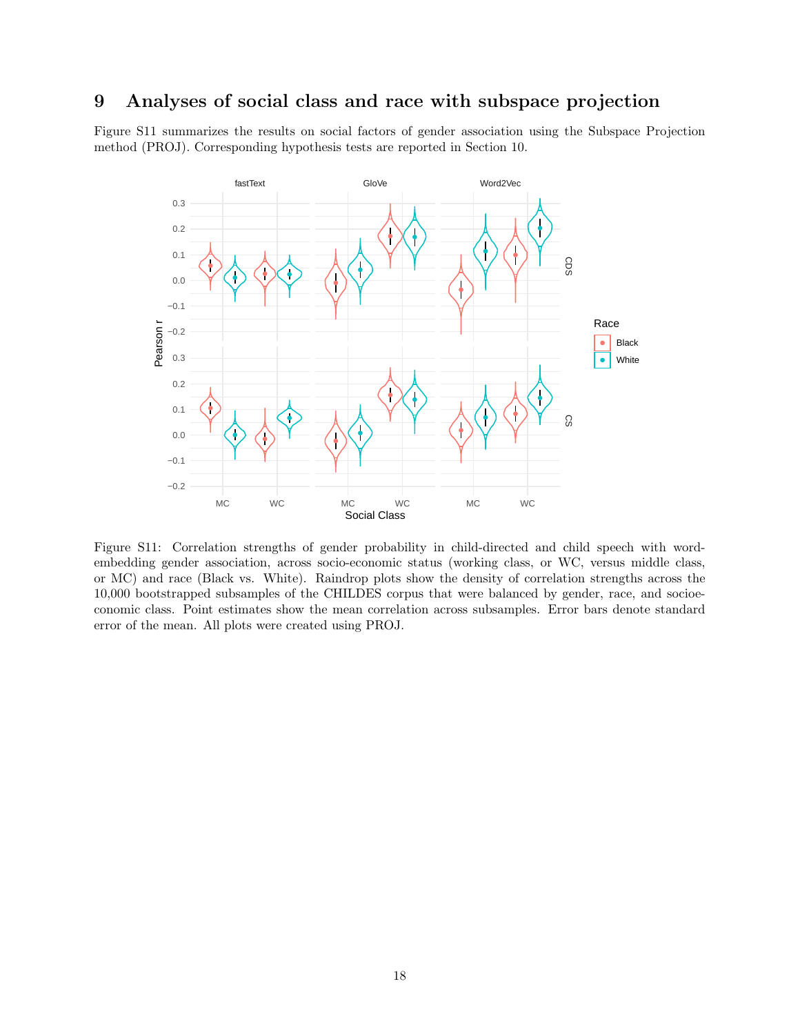# 9 Analyses of social class and race with subspace projection

Figure S11 summarizes the results on social factors of gender association using the Subspace Projection method (PROJ). Corresponding hypothesis tests are reported in Section 10.

Figure S11: Correlation strengths of gender probability in child-directed and child speech with word-embedding gender association, across socio-economic status (working class, or WC, versus middle class, or MC) and race (Black vs. White). Raindrop plots show the density of correlation strengths across the 10,000 bootstrapped subsamples of the CHILDES corpus that were balanced by gender, race, and socioeconomic class. Point estimates show the mean correlation across subsamples. Error bars denote standard error of the mean. All plots were created using PROJ.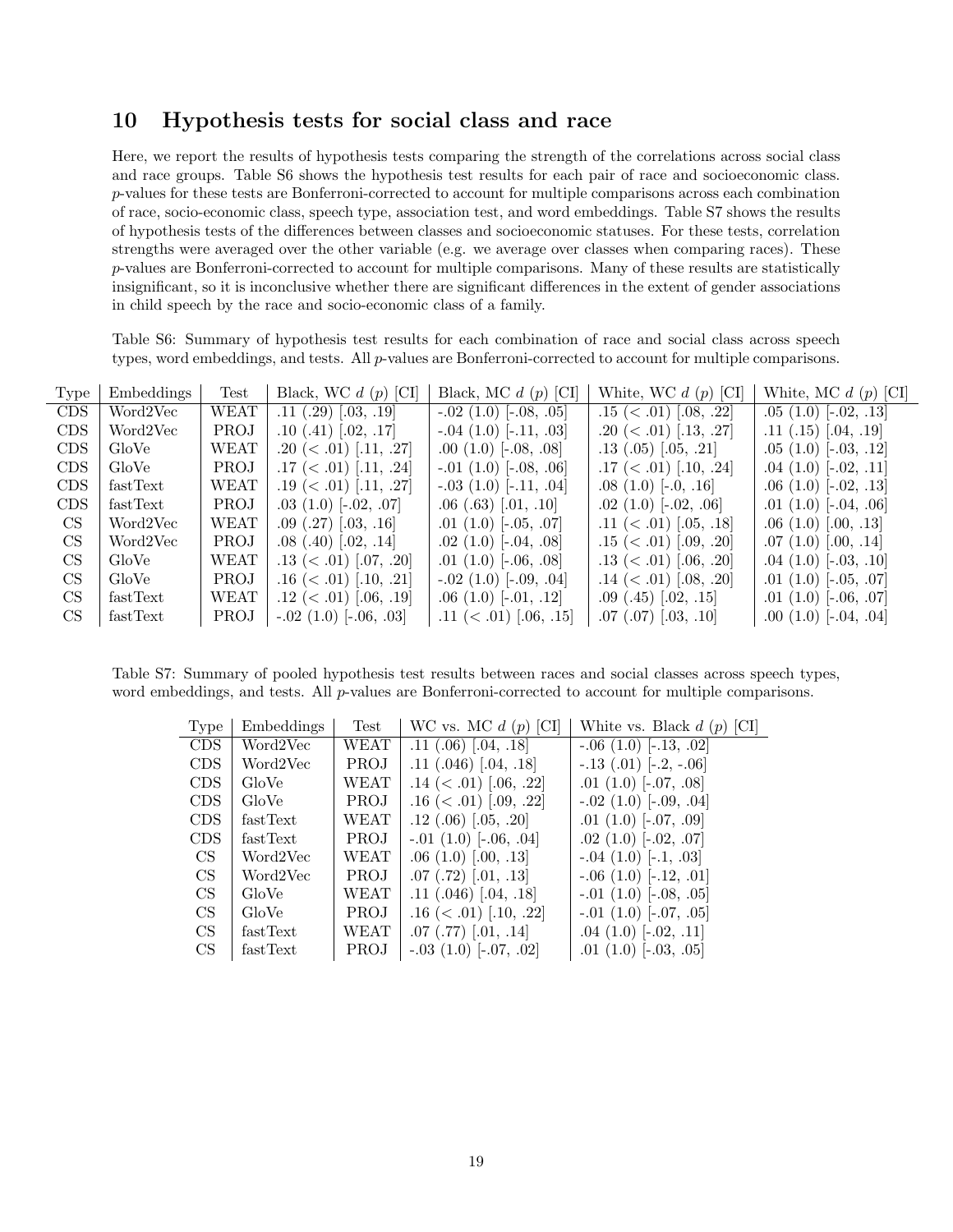## 10 Hypothesis tests for social class and race

Here, we report the results of hypothesis tests comparing the strength of the correlations across social class and race groups. Table S6 shows the hypothesis test results for each pair of race and socioeconomic class. $p$-values for these tests are Bonferroni-corrected to account for multiple comparisons across each combination of race, socio-economic class, speech type, association test, and word embeddings. Table S7 shows the results of hypothesis tests of the differences between classes and socioeconomic statuses. For these tests, correlation strengths were averaged over the other variable (e.g. we average over classes when comparing races). These $p$-values are Bonferroni-corrected to account for multiple comparisons. Many of these results are statistically insignificant, so it is inconclusive whether there are significant differences in the extent of gender associations in child speech by the race and socio-economic class of a family.

Table S6: Summary of hypothesis test results for each combination of race and social class across speech types, word embeddings, and tests. All $p$-values are Bonferroni-corrected to account for multiple comparisons.

| Type | Embeddings | Test | Black, WC $d$ ($p$) [CI] | Black, MC $d$ ($p$) [CI] | White, WC $d$ ($p$) [CI] | White, MC $d$ ($p$) [CI] |
|---|---|---|---|---|---|---|
| CDS | Word2Vec | WEAT | .11 (.29) [.03, .19] | -.02 (1.0) [-.08, .05] | .15 (< .01) [.08, .22] | .05 (1.0) [-.02, .13] |
| CDS | Word2Vec | PROJ | .10 (.41) [.02, .17] | -.04 (1.0) [-.11, .03] | .20 (< .01) [.13, .27] | .11 (.15) [.04, .19] |
| CDS | GloVe | WEAT | .20 (< .01) [.11, .27] | .00 (1.0) [-.08, .08] | .13 (.05) [.05, .21] | .05 (1.0) [-.03, .12] |
| CDS | GloVe | PROJ | .17 (< .01) [.11, .24] | -.01 (1.0) [-.08, .06] | .17 (< .01) [.10, .24] | .04 (1.0) [-.02, .11] |
| CDS | fastText | WEAT | .19 (< .01) [.11, .27] | -.03 (1.0) [-.11, .04] | .08 (1.0) [-.0, .16] | .06 (1.0) [-.02, .13] |
| CDS | fastText | PROJ | .03 (1.0) [-.02, .07] | .06 (.63) [.01, .10] | .02 (1.0) [-.02, .06] | .01 (1.0) [-.04, .06] |
| CS | Word2Vec | WEAT | .09 (.27) [.03, .16] | .01 (1.0) [-.05, .07] | .11 (< .01) [.05, .18] | .06 (1.0) [.00, .13] |
| CS | Word2Vec | PROJ | .08 (.40) [.02, .14] | .02 (1.0) [-.04, .08] | .15 (< .01) [.09, .20] | .07 (1.0) [.00, .14] |
| CS | GloVe | WEAT | .13 (< .01) [.07, .20] | .01 (1.0) [-.06, .08] | .13 (< .01) [.06, .20] | .04 (1.0) [-.03, .10] |
| CS | GloVe | PROJ | .16 (< .01) [.10, .21] | -.02 (1.0) [-.09, .04] | .14 (< .01) [.08, .20] | .01 (1.0) [-.05, .07] |
| CS | fastText | WEAT | .12 (< .01) [.06, .19] | .06 (1.0) [-.01, .12] | .09 (.45) [.02, .15] | .01 (1.0) [-.06, .07] |
| CS | fastText | PROJ | -.02 (1.0) [-.06, .03] | .11 (< .01) [.06, .15] | .07 (.07) [.03, .10] | .00 (1.0) [-.04, .04] |

Table S7: Summary of pooled hypothesis test results between races and social classes across speech types, word embeddings, and tests. All $p$-values are Bonferroni-corrected to account for multiple comparisons.

| Type | Embeddings | Test | WC vs. MC $d$ ($p$) [CI] | White vs. Black $d$ ($p$) [CI] |
|---|---|---|---|---|
| CDS | Word2Vec | WEAT | .11 (.06) [.04, .18] | -.06 (1.0) [-.13, .02] |
| CDS | Word2Vec | PROJ | .11 (.046) [.04, .18] | -.13 (.01) [-.2, -.06] |
| CDS | GloVe | WEAT | .14 (< .01) [.06, .22] | .01 (1.0) [-.07, .08] |
| CDS | GloVe | PROJ | .16 (< .01) [.09, .22] | -.02 (1.0) [-.09, .04] |
| CDS | fastText | WEAT | .12 (.06) [.05, .20] | .01 (1.0) [-.07, .09] |
| CDS | fastText | PROJ | -.01 (1.0) [-.06, .04] | .02 (1.0) [-.02, .07] |
| CS | Word2Vec | WEAT | .06 (1.0) [.00, .13] | -.04 (1.0) [-.1, .03] |
| CS | Word2Vec | PROJ | .07 (.72) [.01, .13] | -.06 (1.0) [-.12, .01] |
| CS | GloVe | WEAT | .11 (.046) [.04, .18] | -.01 (1.0) [-.08, .05] |
| CS | GloVe | PROJ | .16 (< .01) [.10, .22] | -.01 (1.0) [-.07, .05] |
| CS | fastText | WEAT | .07 (.77) [.01, .14] | .04 (1.0) [-.02, .11] |
| CS | fastText | PROJ | -.03 (1.0) [-.07, .02] | .01 (1.0) [-.03, .05] |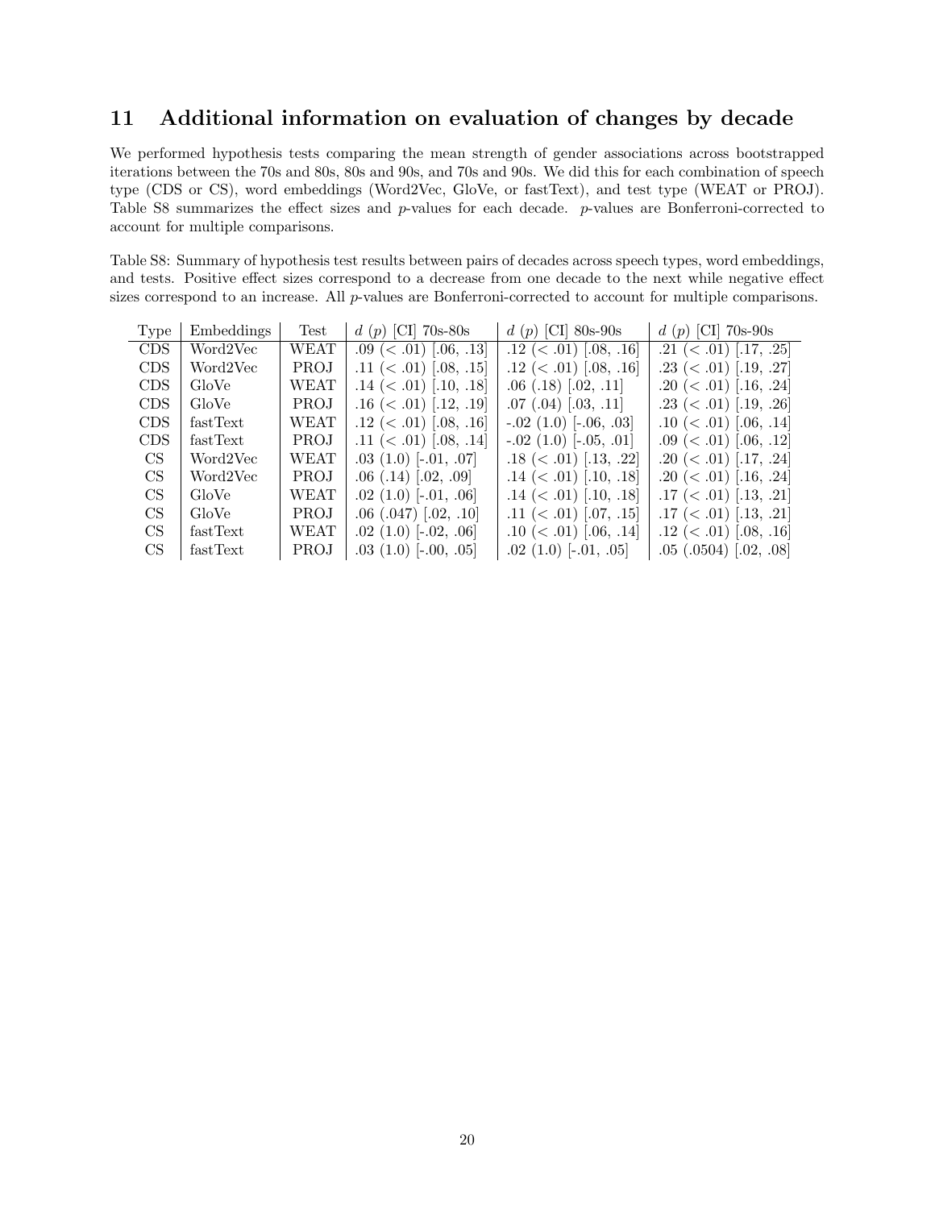## 11 Additional information on evaluation of changes by decade

We performed hypothesis tests comparing the mean strength of gender associations across bootstrapped iterations between the 70s and 80s, 80s and 90s, and 70s and 90s. We did this for each combination of speech type (CDS or CS), word embeddings (Word2Vec, GloVe, or fastText), and test type (WEAT or PROJ). Table S8 summarizes the effect sizes and $p$-values for each decade. $p$-values are Bonferroni-corrected to account for multiple comparisons.

Table S8: Summary of hypothesis test results between pairs of decades across speech types, word embeddings, and tests. Positive effect sizes correspond to a decrease from one decade to the next while negative effect sizes correspond to an increase. All $p$-values are Bonferroni-corrected to account for multiple comparisons.

| Type | Embeddings | Test | $d$ ($p$) [CI] 70s-80s | $d$ ($p$) [CI] 80s-90s | $d$ ($p$) [CI] 70s-90s |
|---|---|---|---|---|---|
| CDS | Word2Vec | WEAT | .09 ($<$ .01) [.06, .13] | .12 ($<$ .01) [.08, .16] | .21 ($<$ .01) [.17, .25] |
| CDS | Word2Vec | PROJ | .11 ($<$ .01) [.08, .15] | .12 ($<$ .01) [.08, .16] | .23 ($<$ .01) [.19, .27] |
| CDS | GloVe | WEAT | .14 ($<$ .01) [.10, .18] | .06 (.18) [.02, .11] | .20 ($<$ .01) [.16, .24] |
| CDS | GloVe | PROJ | .16 ($<$ .01) [.12, .19] | .07 (.04) [.03, .11] | .23 ($<$ .01) [.19, .26] |
| CDS | fastText | WEAT | .12 ($<$ .01) [.08, .16] | -.02 (1.0) [-.06, .03] | .10 ($<$ .01) [.06, .14] |
| CDS | fastText | PROJ | .11 ($<$ .01) [.08, .14] | -.02 (1.0) [-.05, .01] | .09 ($<$ .01) [.06, .12] |
| CS | Word2Vec | WEAT | .03 (1.0) [-.01, .07] | .18 ($<$ .01) [.13, .22] | .20 ($<$ .01) [.17, .24] |
| CS | Word2Vec | PROJ | .06 (.14) [.02, .09] | .14 ($<$ .01) [.10, .18] | .20 ($<$ .01) [.16, .24] |
| CS | GloVe | WEAT | .02 (1.0) [-.01, .06] | .14 ($<$ .01) [.10, .18] | .17 ($<$ .01) [.13, .21] |
| CS | GloVe | PROJ | .06 (.047) [.02, .10] | .11 ($<$ .01) [.07, .15] | .17 ($<$ .01) [.13, .21] |
| CS | fastText | WEAT | .02 (1.0) [-.02, .06] | .10 ($<$ .01) [.06, .14] | .12 ($<$ .01) [.08, .16] |
| CS | fastText | PROJ | .03 (1.0) [-.00, .05] | .02 (1.0) [-.01, .05] | .05 (.0504) [.02, .08] |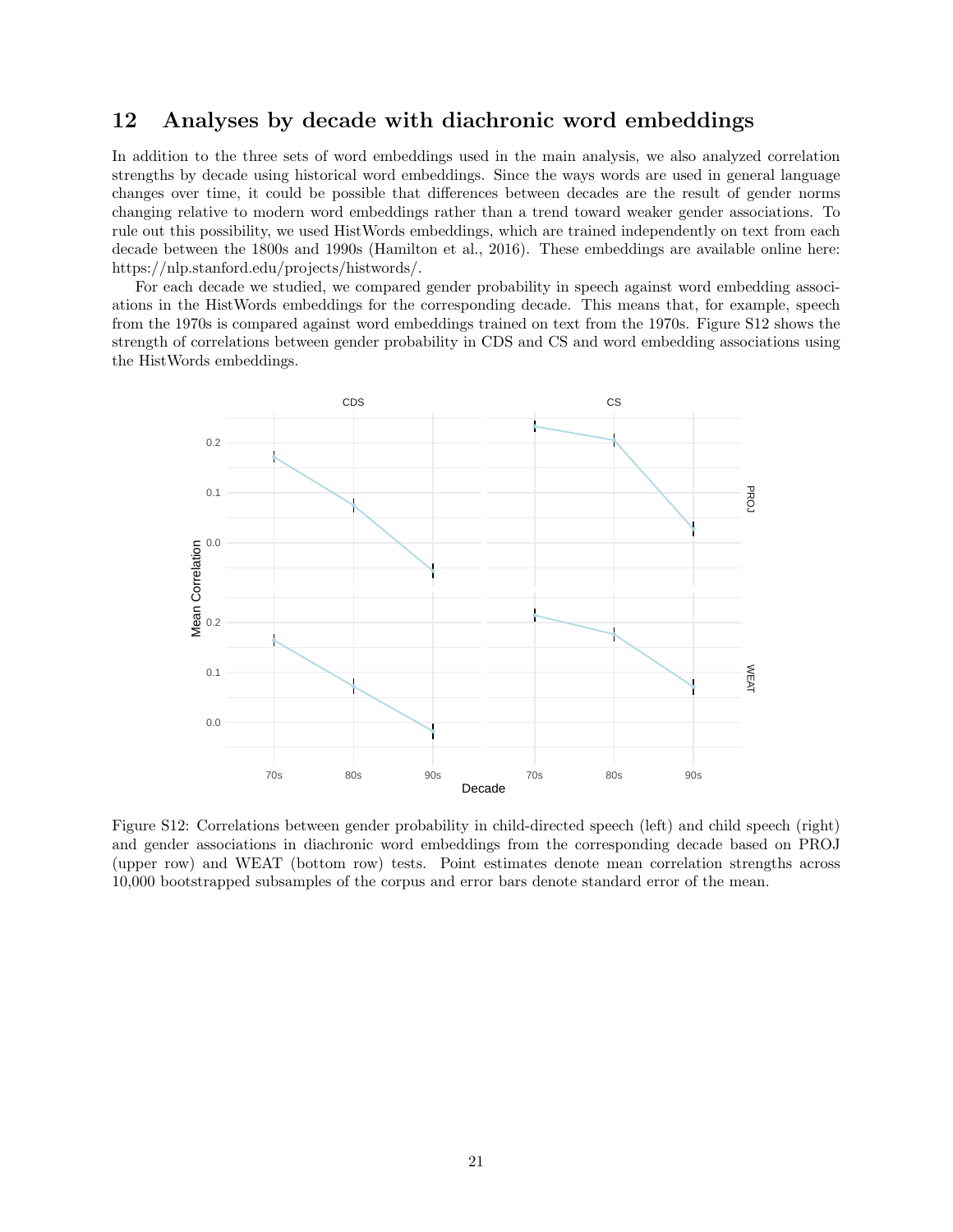## 12 Analyses by decade with diachronic word embeddings

In addition to the three sets of word embeddings used in the main analysis, we also analyzed correlation strengths by decade using historical word embeddings. Since the ways words are used in general language changes over time, it could be possible that differences between decades are the result of gender norms changing relative to modern word embeddings rather than a trend toward weaker gender associations. To rule out this possibility, we used HistWords embeddings, which are trained independently on text from each decade between the 1800s and 1990s (Hamilton et al., 2016). These embeddings are available online here: https://nlp.stanford.edu/projects/histwords/.

For each decade we studied, we compared gender probability in speech against word embedding associations in the HistWords embeddings for the corresponding decade. This means that, for example, speech from the 1970s is compared against word embeddings trained on text from the 1970s. Figure S12 shows the strength of correlations between gender probability in CDS and CS and word embedding associations using the HistWords embeddings.

Figure S12: Correlations between gender probability in child-directed speech (left) and child speech (right) and gender associations in diachronic word embeddings from the corresponding decade based on PROJ (upper row) and WEAT (bottom row) tests. Point estimates denote mean correlation strengths across 10,000 bootstrapped subsamples of the corpus and error bars denote standard error of the mean.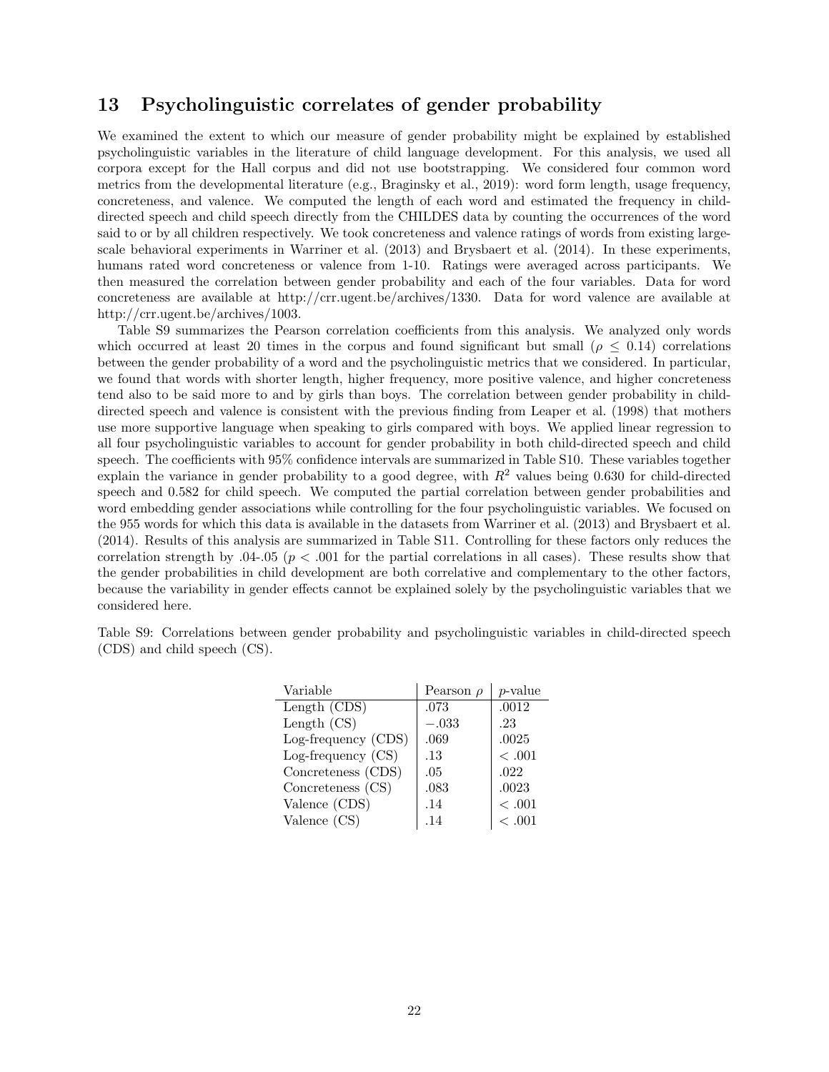## 13 Psycholinguistic correlates of gender probability

We examined the extent to which our measure of gender probability might be explained by established psycholinguistic variables in the literature of child language development. For this analysis, we used all corpora except for the Hall corpus and did not use bootstrapping. We considered four common word metrics from the developmental literature (e.g., Braginsky et al., 2019): word form length, usage frequency, concreteness, and valence. We computed the length of each word and estimated the frequency in child-directed speech and child speech directly from the CHILDES data by counting the occurrences of the word said to or by all children respectively. We took concreteness and valence ratings of words from existing large-scale behavioral experiments in Warriner et al. (2013) and Brysbaert et al. (2014). In these experiments, humans rated word concreteness or valence from 1-10. Ratings were averaged across participants. We then measured the correlation between gender probability and each of the four variables. Data for word concreteness are available at http://crr.ugent.be/archives/1330. Data for word valence are available at http://crr.ugent.be/archives/1003.

Table S9 summarizes the Pearson correlation coefficients from this analysis. We analyzed only words which occurred at least 20 times in the corpus and found significant but small ($\rho \leq 0.14$) correlations between the gender probability of a word and the psycholinguistic metrics that we considered. In particular, we found that words with shorter length, higher frequency, more positive valence, and higher concreteness tend also to be said more to and by girls than boys. The correlation between gender probability in child-directed speech and valence is consistent with the previous finding from Leaper et al. (1998) that mothers use more supportive language when speaking to girls compared with boys. We applied linear regression to all four psycholinguistic variables to account for gender probability in both child-directed speech and child speech. The coefficients with 95% confidence intervals are summarized in Table S10. These variables together explain the variance in gender probability to a good degree, with $R^2$ values being 0.630 for child-directed speech and 0.582 for child speech. We computed the partial correlation between gender probabilities and word embedding gender associations while controlling for the four psycholinguistic variables. We focused on the 955 words for which this data is available in the datasets from Warriner et al. (2013) and Brysbaert et al. (2014). Results of this analysis are summarized in Table S11. Controlling for these factors only reduces the correlation strength by .04-.05 ($p < .001$ for the partial correlations in all cases). These results show that the gender probabilities in child development are both correlative and complementary to the other factors, because the variability in gender effects cannot be explained solely by the psycholinguistic variables that we considered here.

Table S9: Correlations between gender probability and psycholinguistic variables in child-directed speech (CDS) and child speech (CS).

| Variable | Pearson $\rho$ | $p$-value |
|---|---|---|
| Length (CDS) | .073 | .0012 |
| Length (CS) | $-.033$ | .23 |
| Log-frequency (CDS) | .069 | .0025 |
| Log-frequency (CS) | .13 | $< .001$ |
| Concreteness (CDS) | .05 | .022 |
| Concreteness (CS) | .083 | .0023 |
| Valence (CDS) | .14 | $< .001$ |
| Valence (CS) | .14 | $< .001$ |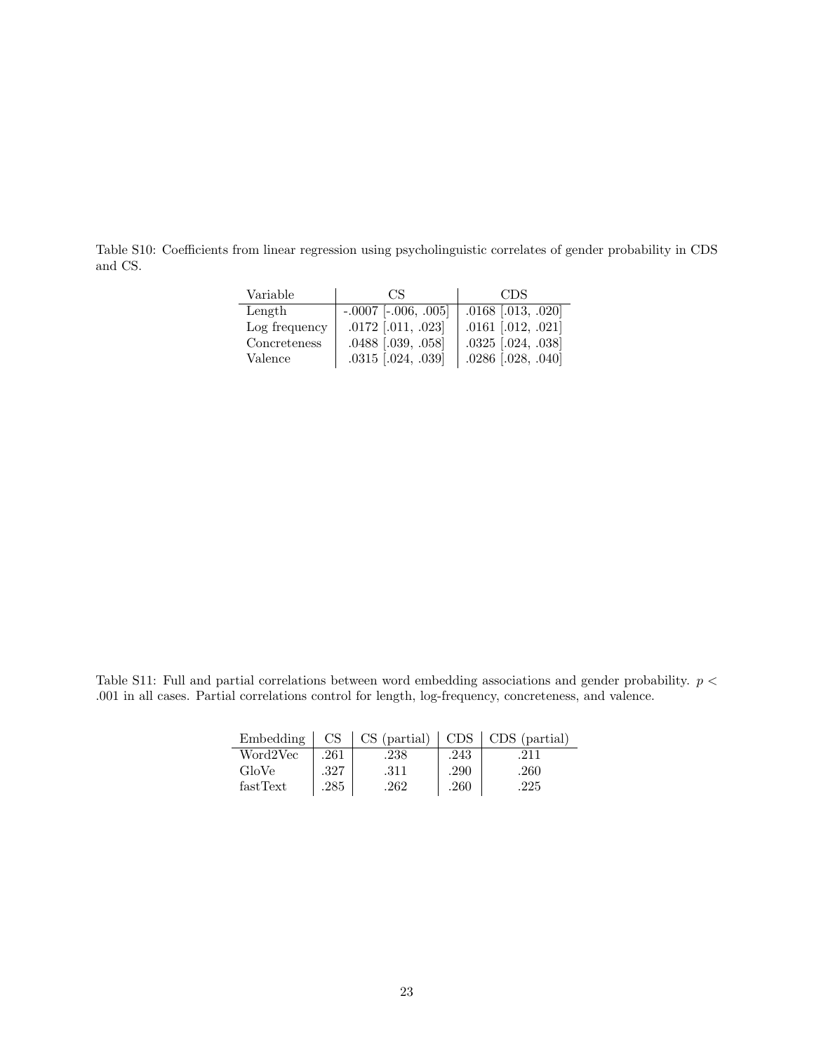Table S10: Coefficients from linear regression using psycholinguistic correlates of gender probability in CDS and CS.

| Variable | CS | CDS |
|---|---|---|
| Length | -.0007 [-.006, .005] | .0168 [.013, .020] |
| Log frequency | .0172 [.011, .023] | .0161 [.012, .021] |
| Concreteness | .0488 [.039, .058] | .0325 [.024, .038] |
| Valence | .0315 [.024, .039] | .0286 [.028, .040] |

Table S11: Full and partial correlations between word embedding associations and gender probability. $p < .001$ in all cases. Partial correlations control for length, log-frequency, concreteness, and valence.

| Embedding | CS | CS (partial) | CDS | CDS (partial) |
|---|---|---|---|---|
| Word2Vec | .261 | .238 | .243 | .211 |
| GloVe | .327 | .311 | .290 | .260 |
| fastText | .285 | .262 | .260 | .225 |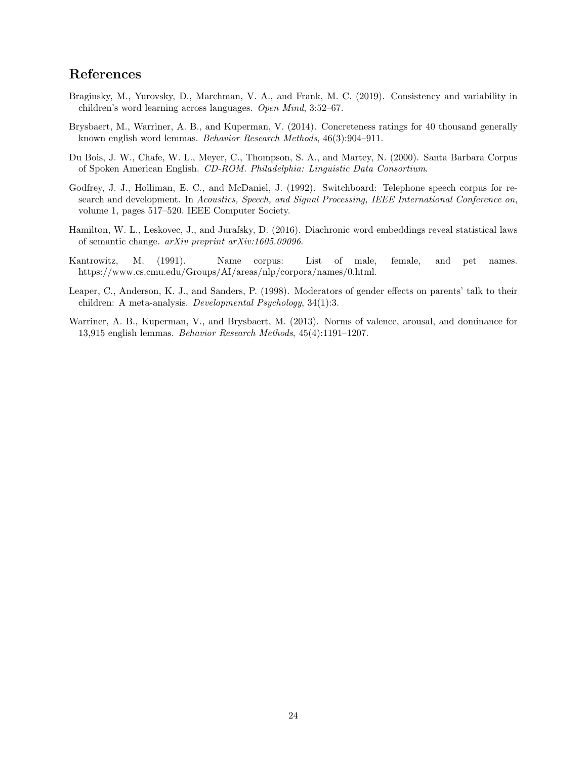## References

Braginsky, M., Yurovsky, D., Marchman, V. A., and Frank, M. C. (2019). Consistency and variability in children's word learning across languages. *Open Mind*, 3:52–67.

Brysbaert, M., Warriner, A. B., and Kuperman, V. (2014). Concreteness ratings for 40 thousand generally known english word lemmas. *Behavior Research Methods*, 46(3):904–911.

Du Bois, J. W., Chafe, W. L., Meyer, C., Thompson, S. A., and Martey, N. (2000). Santa Barbara Corpus of Spoken American English. *CD-ROM. Philadelphia: Linguistic Data Consortium*.

Godfrey, J. J., Holliman, E. C., and McDaniel, J. (1992). Switchboard: Telephone speech corpus for research and development. In *Acoustics, Speech, and Signal Processing, IEEE International Conference on*, volume 1, pages 517–520. IEEE Computer Society.

Hamilton, W. L., Leskovec, J., and Jurafsky, D. (2016). Diachronic word embeddings reveal statistical laws of semantic change. *arXiv preprint arXiv:1605.09096*.

Kantrowitz, M. (1991). Name corpus: List of male, female, and pet names. https://www.cs.cmu.edu/Groups/AI/areas/nlp/corpora/names/0.html.

Leaper, C., Anderson, K. J., and Sanders, P. (1998). Moderators of gender effects on parents' talk to their children: A meta-analysis. *Developmental Psychology*, 34(1):3.

Warriner, A. B., Kuperman, V., and Brysbaert, M. (2013). Norms of valence, arousal, and dominance for 13,915 english lemmas. *Behavior Research Methods*, 45(4):1191–1207.